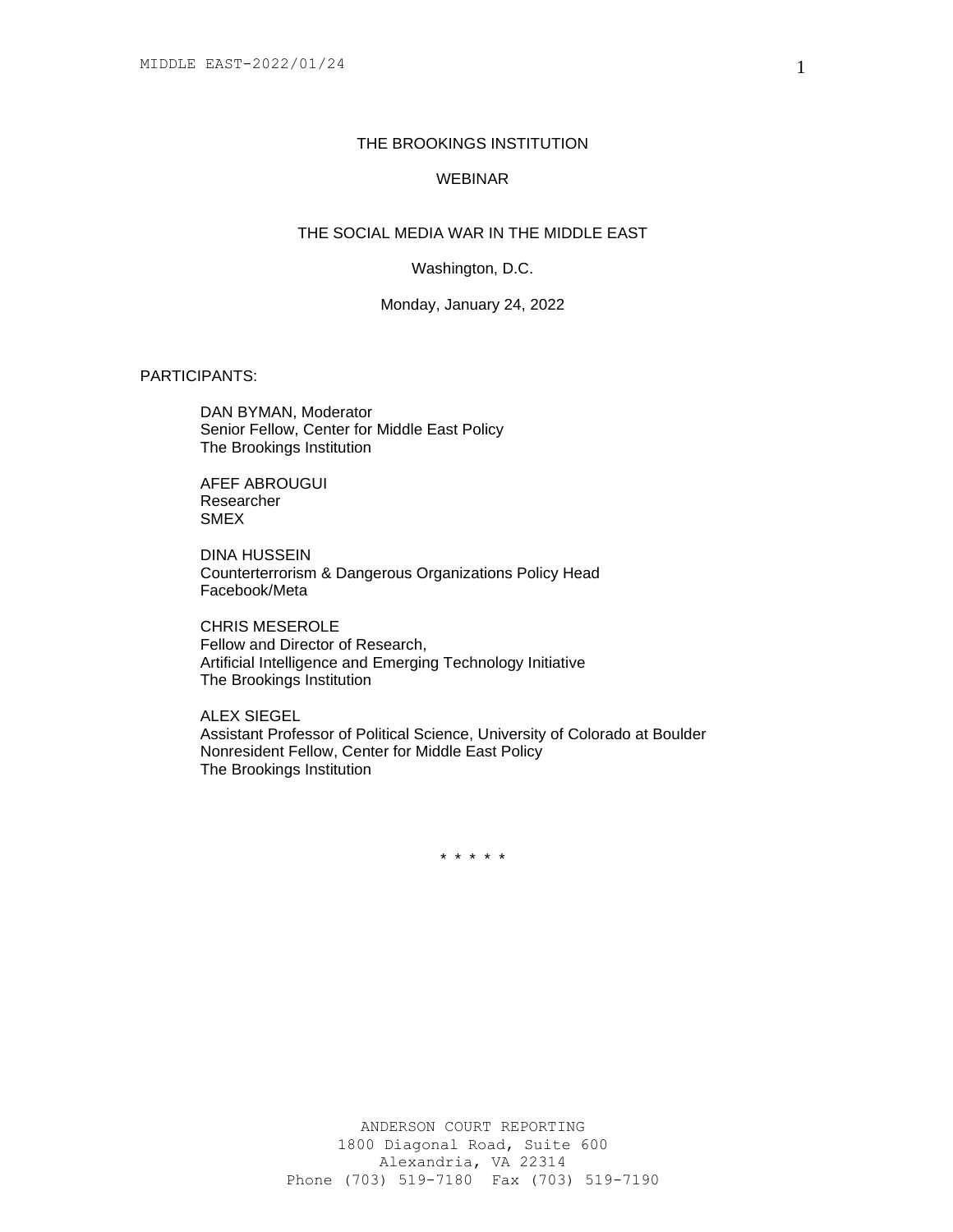THE BROOKINGS INSTITUTION

WEBINAR

THE SOCIAL MEDIA WAR IN THE MIDDLE EAST

Washington, D.C.

Monday, January 24, 2022

PARTICIPANTS:

DAN BYMAN, Moderator
Senior Fellow, Center for Middle East Policy
The Brookings Institution

AFEF ABROUGUI
Researcher
SMEX

DINA HUSSEIN
Counterterrorism & Dangerous Organizations Policy Head
Facebook/Meta

CHRIS MESEROLE
Fellow and Director of Research,
Artificial Intelligence and Emerging Technology Initiative
The Brookings Institution

ALEX SIEGEL
Assistant Professor of Political Science, University of Colorado at Boulder
Nonresident Fellow, Center for Middle East Policy
The Brookings Institution

\* \* \* \* \*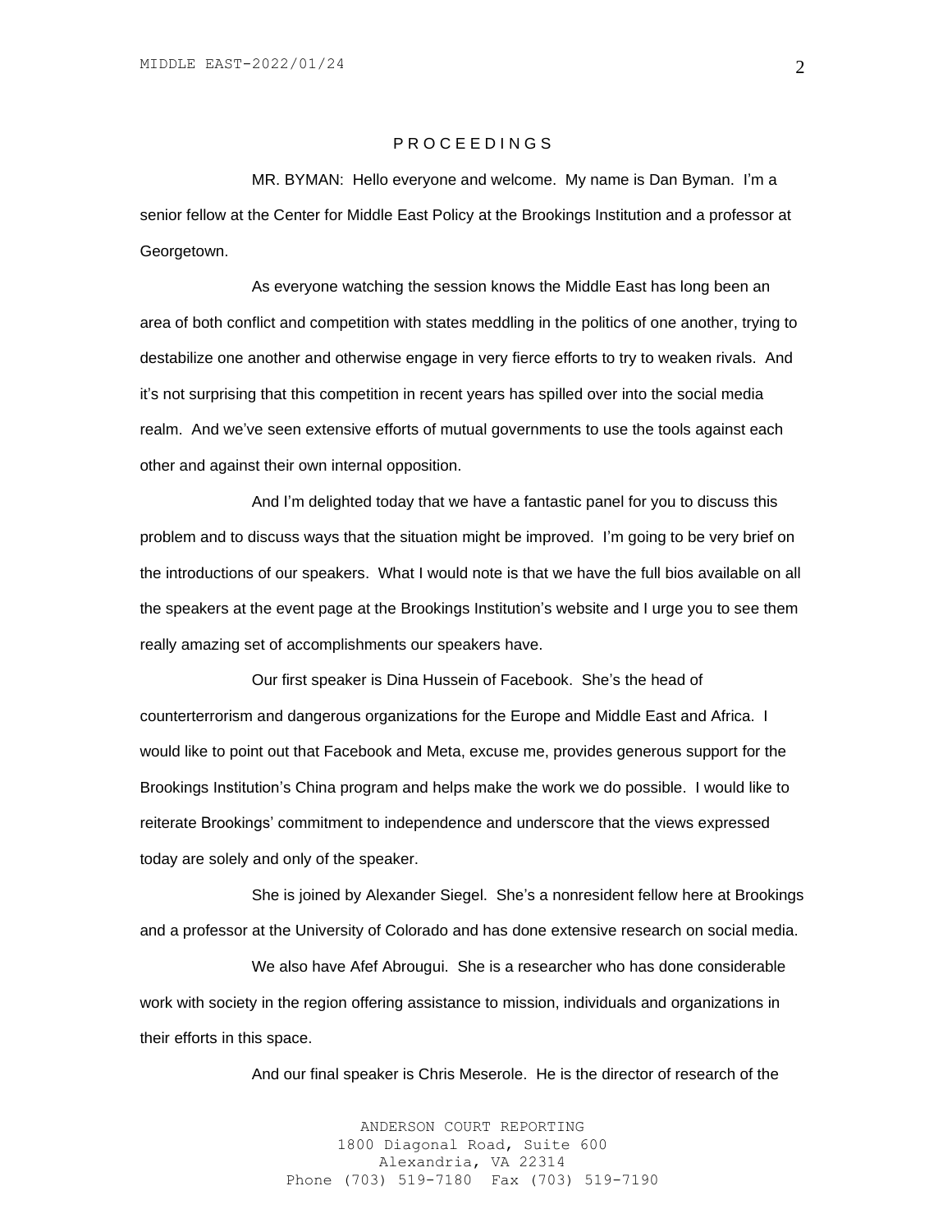P R O C E E D I N G S

MR. BYMAN: Hello everyone and welcome. My name is Dan Byman. I'm a senior fellow at the Center for Middle East Policy at the Brookings Institution and a professor at Georgetown.

As everyone watching the session knows the Middle East has long been an area of both conflict and competition with states meddling in the politics of one another, trying to destabilize one another and otherwise engage in very fierce efforts to try to weaken rivals. And it's not surprising that this competition in recent years has spilled over into the social media realm. And we've seen extensive efforts of mutual governments to use the tools against each other and against their own internal opposition.

And I'm delighted today that we have a fantastic panel for you to discuss this problem and to discuss ways that the situation might be improved. I'm going to be very brief on the introductions of our speakers. What I would note is that we have the full bios available on all the speakers at the event page at the Brookings Institution's website and I urge you to see them really amazing set of accomplishments our speakers have.

Our first speaker is Dina Hussein of Facebook. She's the head of counterterrorism and dangerous organizations for the Europe and Middle East and Africa. I would like to point out that Facebook and Meta, excuse me, provides generous support for the Brookings Institution's China program and helps make the work we do possible. I would like to reiterate Brookings' commitment to independence and underscore that the views expressed today are solely and only of the speaker.

She is joined by Alexander Siegel. She's a nonresident fellow here at Brookings and a professor at the University of Colorado and has done extensive research on social media.

We also have Afef Abrougui. She is a researcher who has done considerable work with society in the region offering assistance to mission, individuals and organizations in their efforts in this space.

And our final speaker is Chris Meserole. He is the director of research of the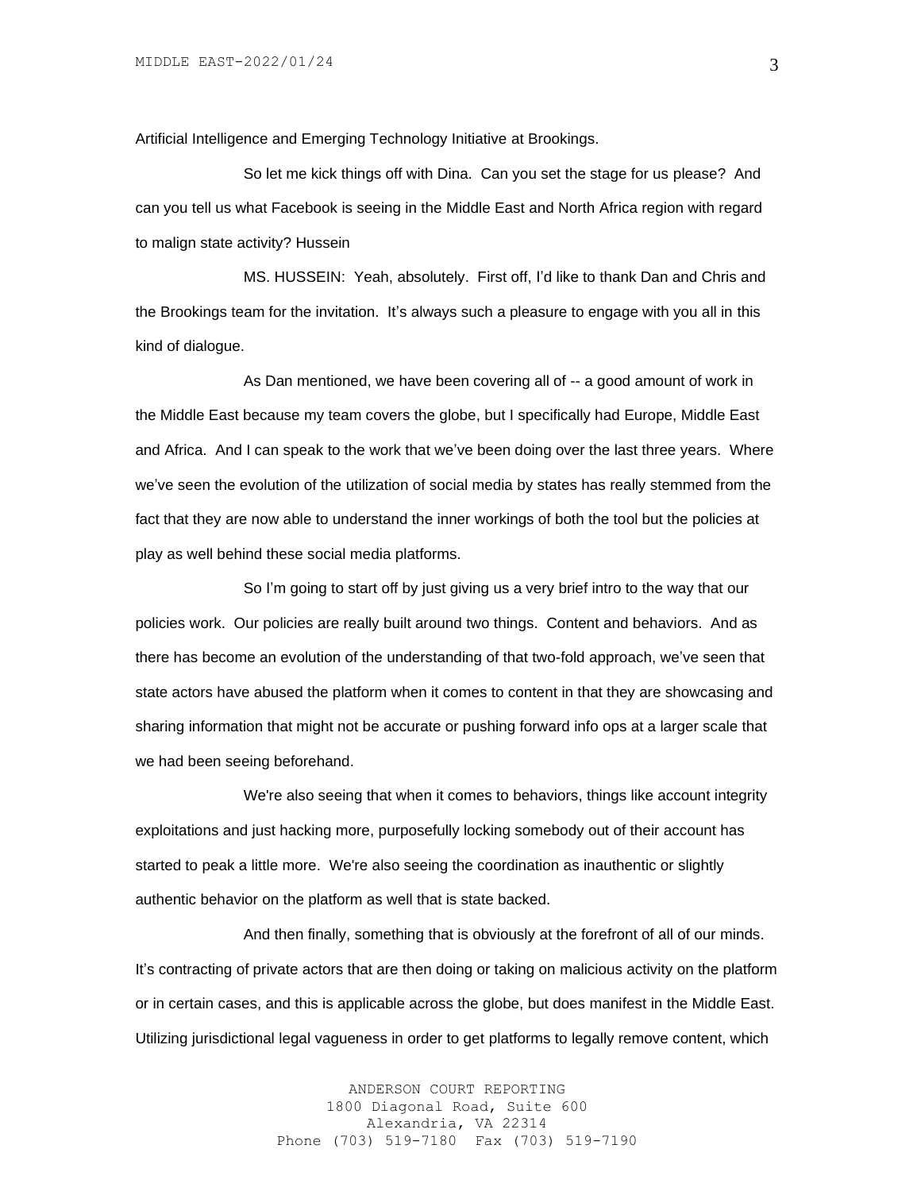Artificial Intelligence and Emerging Technology Initiative at Brookings.

So let me kick things off with Dina. Can you set the stage for us please? And can you tell us what Facebook is seeing in the Middle East and North Africa region with regard to malign state activity? Hussein

MS. HUSSEIN: Yeah, absolutely. First off, I'd like to thank Dan and Chris and the Brookings team for the invitation. It's always such a pleasure to engage with you all in this kind of dialogue.

As Dan mentioned, we have been covering all of -- a good amount of work in the Middle East because my team covers the globe, but I specifically had Europe, Middle East and Africa. And I can speak to the work that we've been doing over the last three years. Where we've seen the evolution of the utilization of social media by states has really stemmed from the fact that they are now able to understand the inner workings of both the tool but the policies at play as well behind these social media platforms.

So I'm going to start off by just giving us a very brief intro to the way that our policies work. Our policies are really built around two things. Content and behaviors. And as there has become an evolution of the understanding of that two-fold approach, we've seen that state actors have abused the platform when it comes to content in that they are showcasing and sharing information that might not be accurate or pushing forward info ops at a larger scale that we had been seeing beforehand.

We're also seeing that when it comes to behaviors, things like account integrity exploitations and just hacking more, purposefully locking somebody out of their account has started to peak a little more. We're also seeing the coordination as inauthentic or slightly authentic behavior on the platform as well that is state backed.

And then finally, something that is obviously at the forefront of all of our minds. It's contracting of private actors that are then doing or taking on malicious activity on the platform or in certain cases, and this is applicable across the globe, but does manifest in the Middle East. Utilizing jurisdictional legal vagueness in order to get platforms to legally remove content, which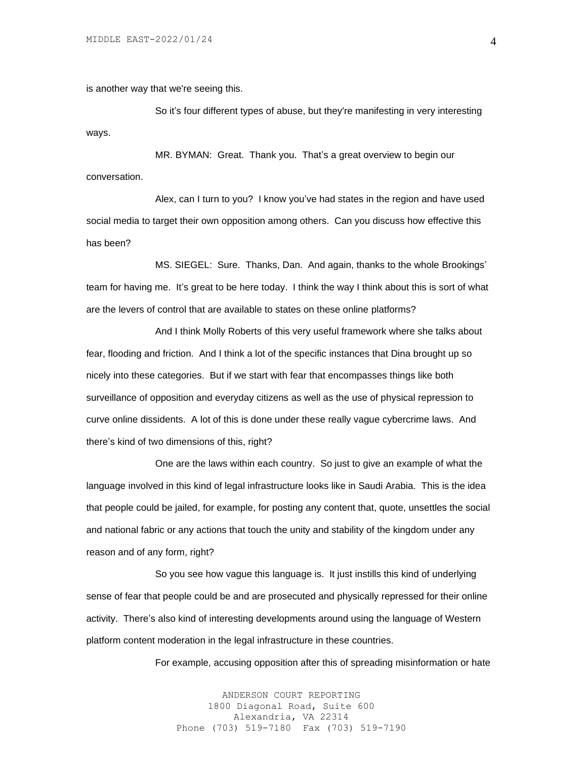is another way that we're seeing this.

So it's four different types of abuse, but they're manifesting in very interesting ways.

MR. BYMAN: Great. Thank you. That's a great overview to begin our conversation.

Alex, can I turn to you? I know you've had states in the region and have used social media to target their own opposition among others. Can you discuss how effective this has been?

MS. SIEGEL: Sure. Thanks, Dan. And again, thanks to the whole Brookings' team for having me. It's great to be here today. I think the way I think about this is sort of what are the levers of control that are available to states on these online platforms?

And I think Molly Roberts of this very useful framework where she talks about fear, flooding and friction. And I think a lot of the specific instances that Dina brought up so nicely into these categories. But if we start with fear that encompasses things like both surveillance of opposition and everyday citizens as well as the use of physical repression to curve online dissidents. A lot of this is done under these really vague cybercrime laws. And there's kind of two dimensions of this, right?

One are the laws within each country. So just to give an example of what the language involved in this kind of legal infrastructure looks like in Saudi Arabia. This is the idea that people could be jailed, for example, for posting any content that, quote, unsettles the social and national fabric or any actions that touch the unity and stability of the kingdom under any reason and of any form, right?

So you see how vague this language is. It just instills this kind of underlying sense of fear that people could be and are prosecuted and physically repressed for their online activity. There's also kind of interesting developments around using the language of Western platform content moderation in the legal infrastructure in these countries.

For example, accusing opposition after this of spreading misinformation or hate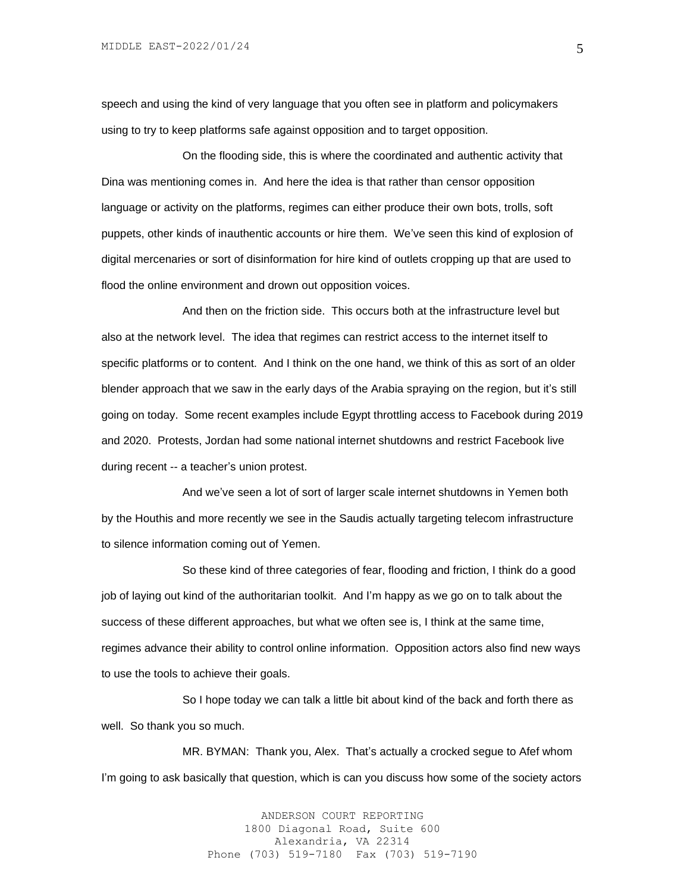speech and using the kind of very language that you often see in platform and policymakers using to try to keep platforms safe against opposition and to target opposition.

On the flooding side, this is where the coordinated and authentic activity that Dina was mentioning comes in. And here the idea is that rather than censor opposition language or activity on the platforms, regimes can either produce their own bots, trolls, soft puppets, other kinds of inauthentic accounts or hire them. We've seen this kind of explosion of digital mercenaries or sort of disinformation for hire kind of outlets cropping up that are used to flood the online environment and drown out opposition voices.

And then on the friction side. This occurs both at the infrastructure level but also at the network level. The idea that regimes can restrict access to the internet itself to specific platforms or to content. And I think on the one hand, we think of this as sort of an older blender approach that we saw in the early days of the Arabia spraying on the region, but it's still going on today. Some recent examples include Egypt throttling access to Facebook during 2019 and 2020. Protests, Jordan had some national internet shutdowns and restrict Facebook live during recent -- a teacher's union protest.

And we've seen a lot of sort of larger scale internet shutdowns in Yemen both by the Houthis and more recently we see in the Saudis actually targeting telecom infrastructure to silence information coming out of Yemen.

So these kind of three categories of fear, flooding and friction, I think do a good job of laying out kind of the authoritarian toolkit. And I'm happy as we go on to talk about the success of these different approaches, but what we often see is, I think at the same time, regimes advance their ability to control online information. Opposition actors also find new ways to use the tools to achieve their goals.

So I hope today we can talk a little bit about kind of the back and forth there as well. So thank you so much.

MR. BYMAN: Thank you, Alex. That's actually a crocked segue to Afef whom I'm going to ask basically that question, which is can you discuss how some of the society actors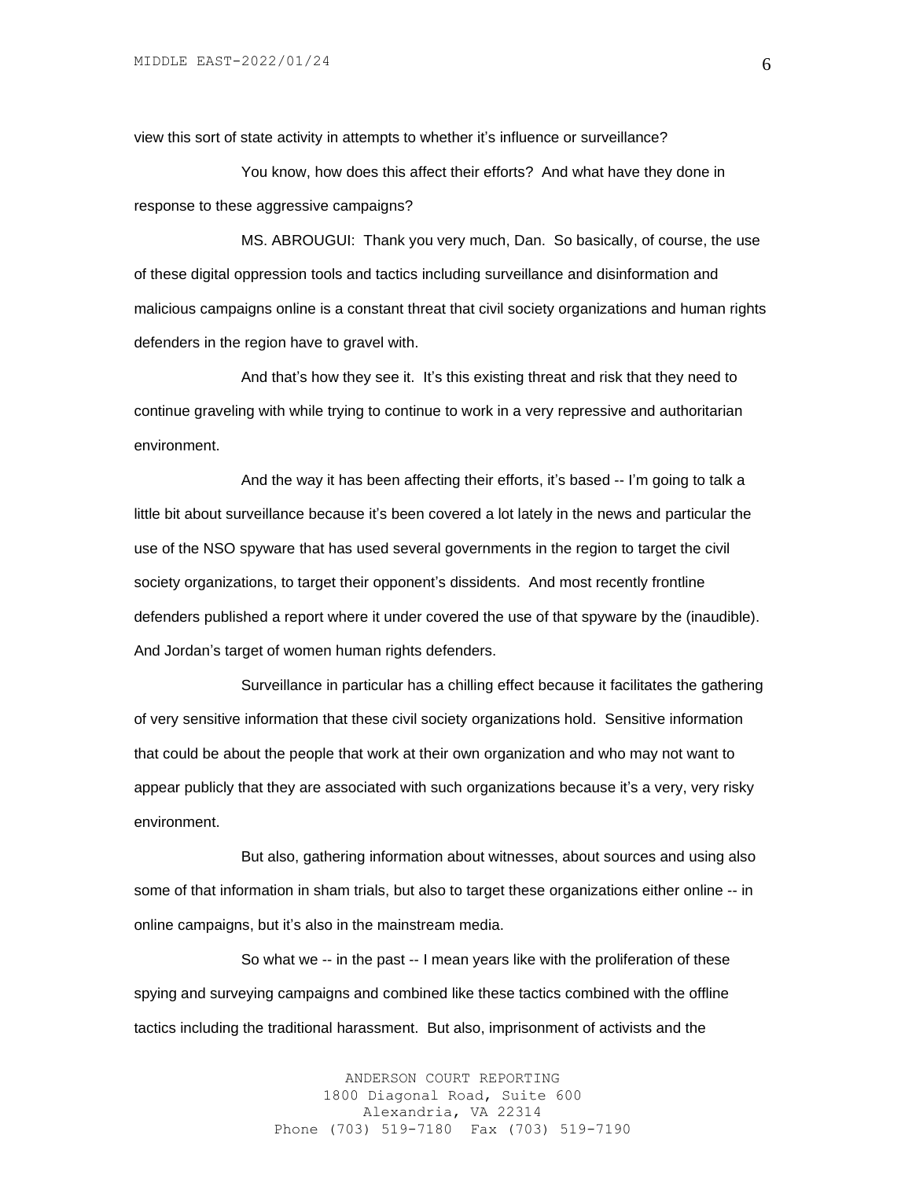view this sort of state activity in attempts to whether it's influence or surveillance?

You know, how does this affect their efforts? And what have they done in response to these aggressive campaigns?

MS. ABROUGUI: Thank you very much, Dan. So basically, of course, the use of these digital oppression tools and tactics including surveillance and disinformation and malicious campaigns online is a constant threat that civil society organizations and human rights defenders in the region have to gravel with.

And that's how they see it. It's this existing threat and risk that they need to continue graveling with while trying to continue to work in a very repressive and authoritarian environment.

And the way it has been affecting their efforts, it's based -- I'm going to talk a little bit about surveillance because it's been covered a lot lately in the news and particular the use of the NSO spyware that has used several governments in the region to target the civil society organizations, to target their opponent's dissidents. And most recently frontline defenders published a report where it under covered the use of that spyware by the (inaudible). And Jordan's target of women human rights defenders.

Surveillance in particular has a chilling effect because it facilitates the gathering of very sensitive information that these civil society organizations hold. Sensitive information that could be about the people that work at their own organization and who may not want to appear publicly that they are associated with such organizations because it's a very, very risky environment.

But also, gathering information about witnesses, about sources and using also some of that information in sham trials, but also to target these organizations either online -- in online campaigns, but it's also in the mainstream media.

So what we -- in the past -- I mean years like with the proliferation of these spying and surveying campaigns and combined like these tactics combined with the offline tactics including the traditional harassment. But also, imprisonment of activists and the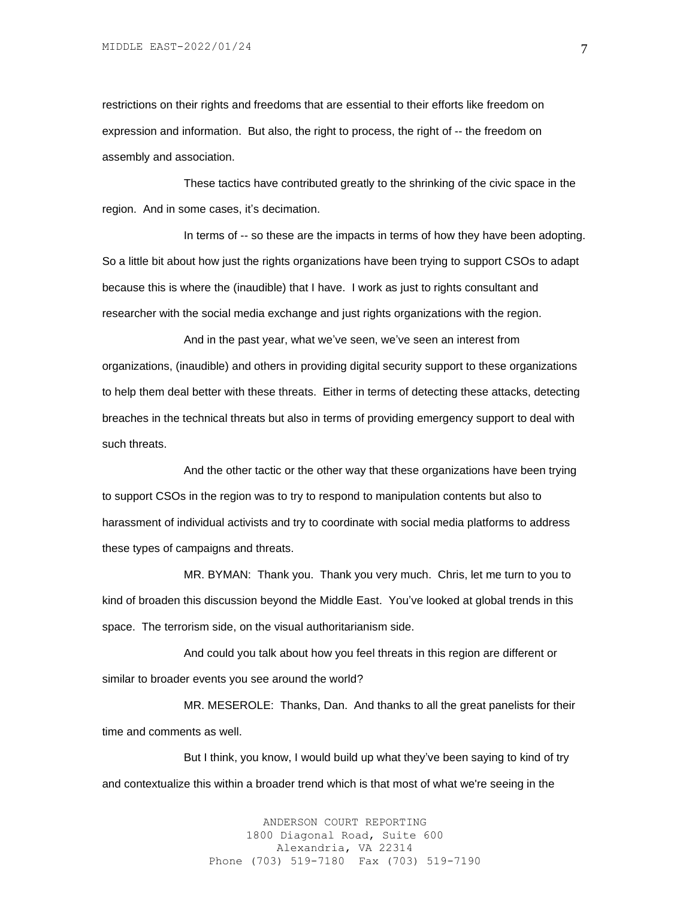restrictions on their rights and freedoms that are essential to their efforts like freedom on expression and information. But also, the right to process, the right of -- the freedom on assembly and association.

These tactics have contributed greatly to the shrinking of the civic space in the region. And in some cases, it's decimation.

In terms of -- so these are the impacts in terms of how they have been adopting. So a little bit about how just the rights organizations have been trying to support CSOs to adapt because this is where the (inaudible) that I have. I work as just to rights consultant and researcher with the social media exchange and just rights organizations with the region.

And in the past year, what we've seen, we've seen an interest from organizations, (inaudible) and others in providing digital security support to these organizations to help them deal better with these threats. Either in terms of detecting these attacks, detecting breaches in the technical threats but also in terms of providing emergency support to deal with such threats.

And the other tactic or the other way that these organizations have been trying to support CSOs in the region was to try to respond to manipulation contents but also to harassment of individual activists and try to coordinate with social media platforms to address these types of campaigns and threats.

MR. BYMAN: Thank you. Thank you very much. Chris, let me turn to you to kind of broaden this discussion beyond the Middle East. You've looked at global trends in this space. The terrorism side, on the visual authoritarianism side.

And could you talk about how you feel threats in this region are different or similar to broader events you see around the world?

MR. MESEROLE: Thanks, Dan. And thanks to all the great panelists for their time and comments as well.

But I think, you know, I would build up what they've been saying to kind of try and contextualize this within a broader trend which is that most of what we're seeing in the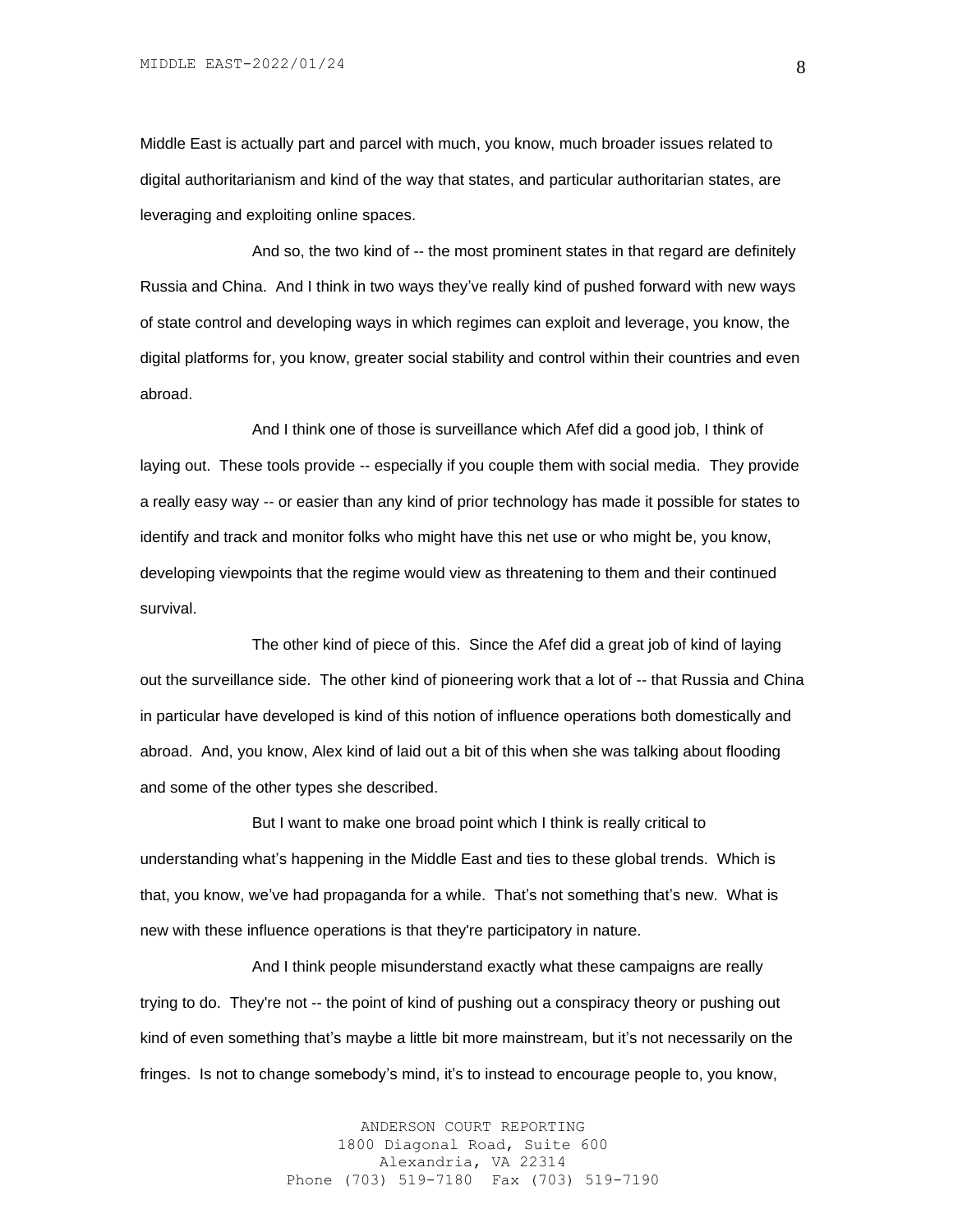Middle East is actually part and parcel with much, you know, much broader issues related to digital authoritarianism and kind of the way that states, and particular authoritarian states, are leveraging and exploiting online spaces.

And so, the two kind of -- the most prominent states in that regard are definitely Russia and China. And I think in two ways they've really kind of pushed forward with new ways of state control and developing ways in which regimes can exploit and leverage, you know, the digital platforms for, you know, greater social stability and control within their countries and even abroad.

And I think one of those is surveillance which Afef did a good job, I think of laying out. These tools provide -- especially if you couple them with social media. They provide a really easy way -- or easier than any kind of prior technology has made it possible for states to identify and track and monitor folks who might have this net use or who might be, you know, developing viewpoints that the regime would view as threatening to them and their continued survival.

The other kind of piece of this. Since the Afef did a great job of kind of laying out the surveillance side. The other kind of pioneering work that a lot of -- that Russia and China in particular have developed is kind of this notion of influence operations both domestically and abroad. And, you know, Alex kind of laid out a bit of this when she was talking about flooding and some of the other types she described.

But I want to make one broad point which I think is really critical to understanding what's happening in the Middle East and ties to these global trends. Which is that, you know, we've had propaganda for a while. That's not something that's new. What is new with these influence operations is that they're participatory in nature.

And I think people misunderstand exactly what these campaigns are really trying to do. They're not -- the point of kind of pushing out a conspiracy theory or pushing out kind of even something that's maybe a little bit more mainstream, but it's not necessarily on the fringes. Is not to change somebody's mind, it's to instead to encourage people to, you know,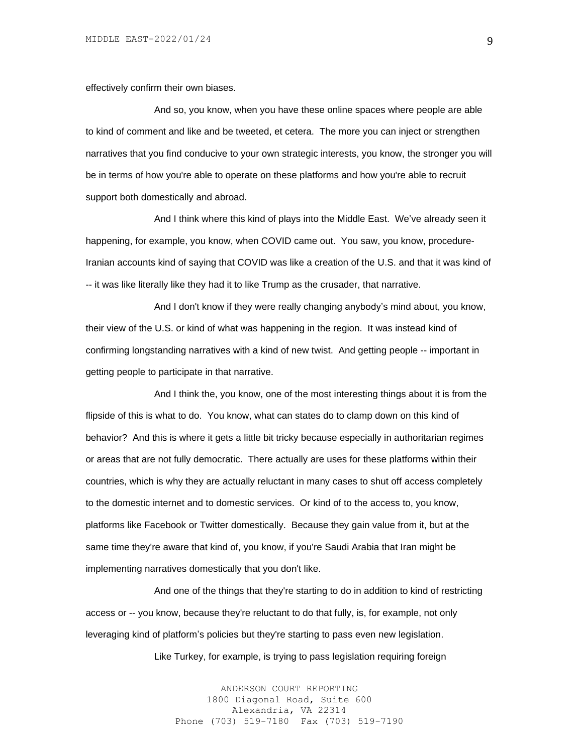effectively confirm their own biases.

And so, you know, when you have these online spaces where people are able to kind of comment and like and be tweeted, et cetera. The more you can inject or strengthen narratives that you find conducive to your own strategic interests, you know, the stronger you will be in terms of how you're able to operate on these platforms and how you're able to recruit support both domestically and abroad.

And I think where this kind of plays into the Middle East. We've already seen it happening, for example, you know, when COVID came out. You saw, you know, procedure-Iranian accounts kind of saying that COVID was like a creation of the U.S. and that it was kind of -- it was like literally like they had it to like Trump as the crusader, that narrative.

And I don't know if they were really changing anybody's mind about, you know, their view of the U.S. or kind of what was happening in the region. It was instead kind of confirming longstanding narratives with a kind of new twist. And getting people -- important in getting people to participate in that narrative.

And I think the, you know, one of the most interesting things about it is from the flipside of this is what to do. You know, what can states do to clamp down on this kind of behavior? And this is where it gets a little bit tricky because especially in authoritarian regimes or areas that are not fully democratic. There actually are uses for these platforms within their countries, which is why they are actually reluctant in many cases to shut off access completely to the domestic internet and to domestic services. Or kind of to the access to, you know, platforms like Facebook or Twitter domestically. Because they gain value from it, but at the same time they're aware that kind of, you know, if you're Saudi Arabia that Iran might be implementing narratives domestically that you don't like.

And one of the things that they're starting to do in addition to kind of restricting access or -- you know, because they're reluctant to do that fully, is, for example, not only leveraging kind of platform's policies but they're starting to pass even new legislation.

Like Turkey, for example, is trying to pass legislation requiring foreign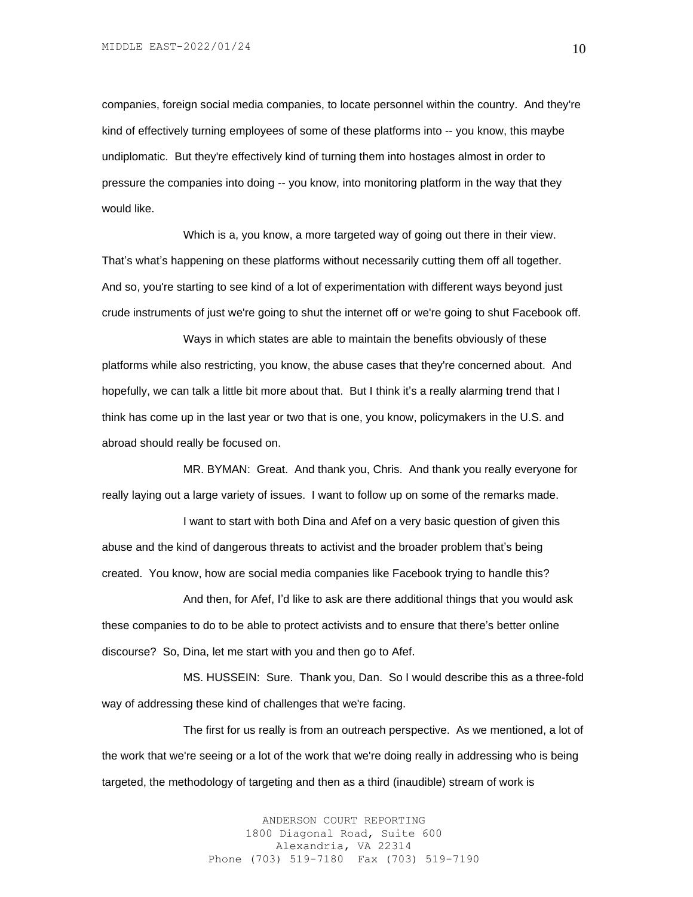companies, foreign social media companies, to locate personnel within the country. And they're kind of effectively turning employees of some of these platforms into -- you know, this maybe undiplomatic. But they're effectively kind of turning them into hostages almost in order to pressure the companies into doing -- you know, into monitoring platform in the way that they would like.

Which is a, you know, a more targeted way of going out there in their view. That's what's happening on these platforms without necessarily cutting them off all together. And so, you're starting to see kind of a lot of experimentation with different ways beyond just crude instruments of just we're going to shut the internet off or we're going to shut Facebook off.

Ways in which states are able to maintain the benefits obviously of these platforms while also restricting, you know, the abuse cases that they're concerned about. And hopefully, we can talk a little bit more about that. But I think it's a really alarming trend that I think has come up in the last year or two that is one, you know, policymakers in the U.S. and abroad should really be focused on.

MR. BYMAN: Great. And thank you, Chris. And thank you really everyone for really laying out a large variety of issues. I want to follow up on some of the remarks made.

I want to start with both Dina and Afef on a very basic question of given this abuse and the kind of dangerous threats to activist and the broader problem that's being created. You know, how are social media companies like Facebook trying to handle this?

And then, for Afef, I'd like to ask are there additional things that you would ask these companies to do to be able to protect activists and to ensure that there's better online discourse? So, Dina, let me start with you and then go to Afef.

MS. HUSSEIN: Sure. Thank you, Dan. So I would describe this as a three-fold way of addressing these kind of challenges that we're facing.

The first for us really is from an outreach perspective. As we mentioned, a lot of the work that we're seeing or a lot of the work that we're doing really in addressing who is being targeted, the methodology of targeting and then as a third (inaudible) stream of work is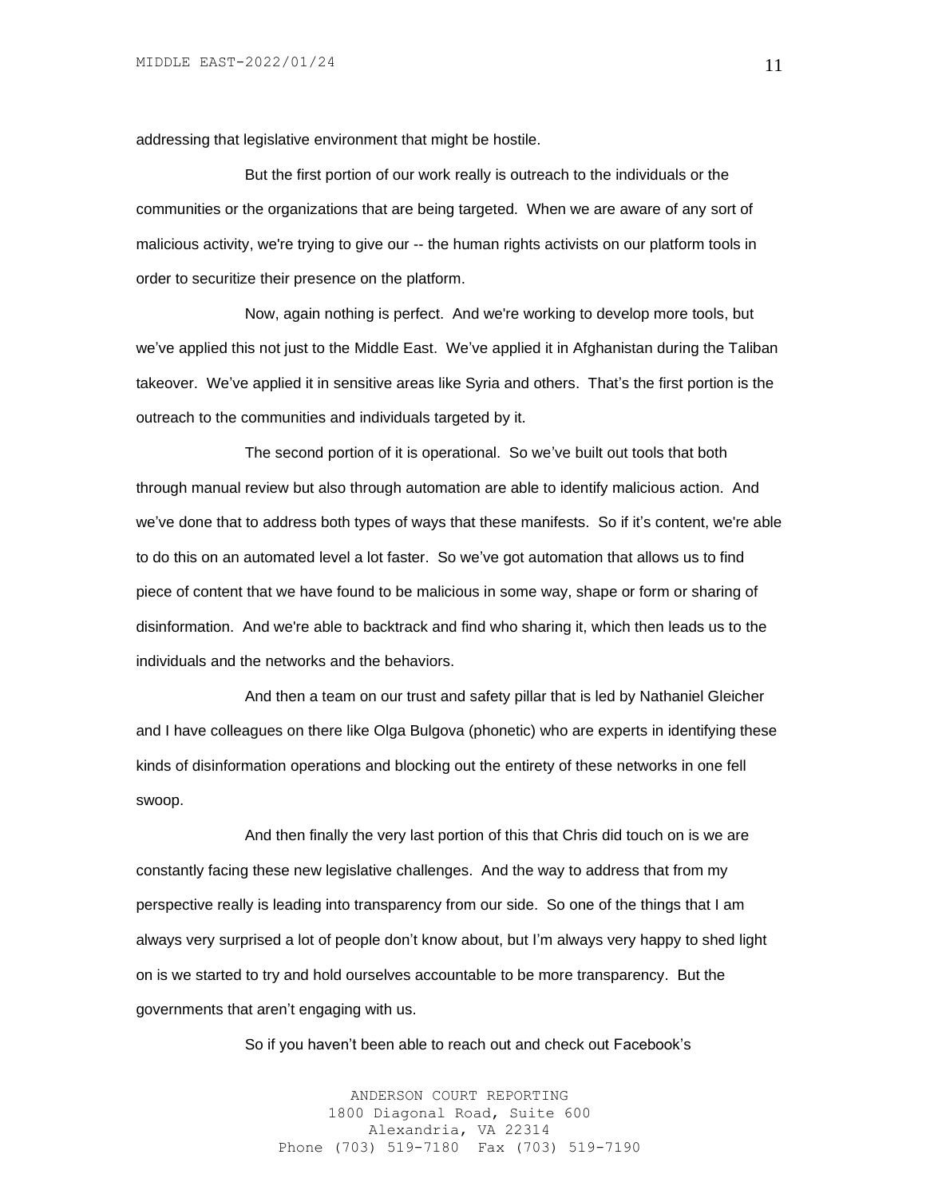addressing that legislative environment that might be hostile.

But the first portion of our work really is outreach to the individuals or the communities or the organizations that are being targeted. When we are aware of any sort of malicious activity, we're trying to give our -- the human rights activists on our platform tools in order to securitize their presence on the platform.

Now, again nothing is perfect. And we're working to develop more tools, but we've applied this not just to the Middle East. We've applied it in Afghanistan during the Taliban takeover. We've applied it in sensitive areas like Syria and others. That's the first portion is the outreach to the communities and individuals targeted by it.

The second portion of it is operational. So we've built out tools that both through manual review but also through automation are able to identify malicious action. And we've done that to address both types of ways that these manifests. So if it's content, we're able to do this on an automated level a lot faster. So we've got automation that allows us to find piece of content that we have found to be malicious in some way, shape or form or sharing of disinformation. And we're able to backtrack and find who sharing it, which then leads us to the individuals and the networks and the behaviors.

And then a team on our trust and safety pillar that is led by Nathaniel Gleicher and I have colleagues on there like Olga Bulgova (phonetic) who are experts in identifying these kinds of disinformation operations and blocking out the entirety of these networks in one fell swoop.

And then finally the very last portion of this that Chris did touch on is we are constantly facing these new legislative challenges. And the way to address that from my perspective really is leading into transparency from our side. So one of the things that I am always very surprised a lot of people don't know about, but I'm always very happy to shed light on is we started to try and hold ourselves accountable to be more transparency. But the governments that aren't engaging with us.

So if you haven't been able to reach out and check out Facebook's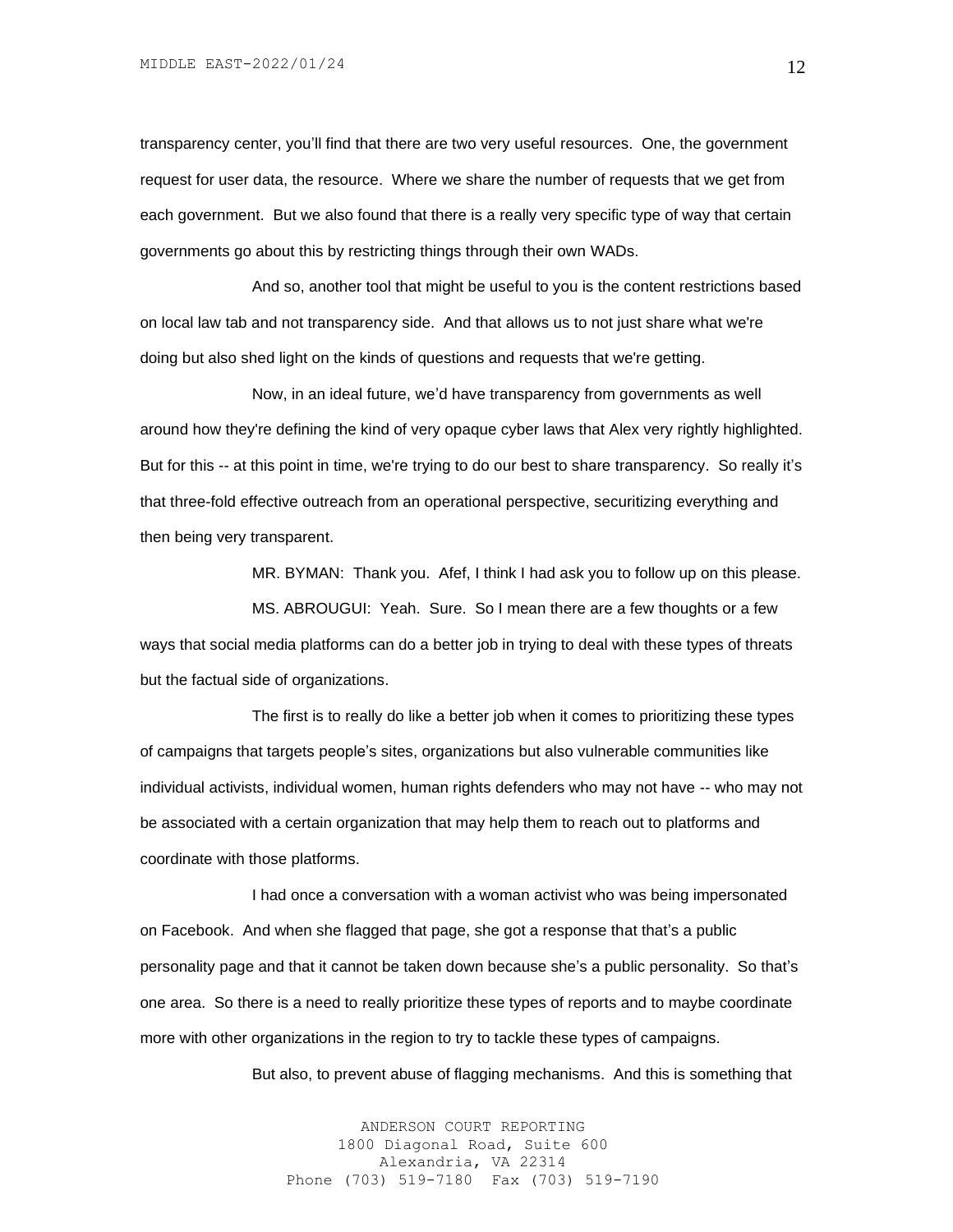transparency center, you'll find that there are two very useful resources. One, the government request for user data, the resource. Where we share the number of requests that we get from each government. But we also found that there is a really very specific type of way that certain governments go about this by restricting things through their own WADs.

And so, another tool that might be useful to you is the content restrictions based on local law tab and not transparency side. And that allows us to not just share what we're doing but also shed light on the kinds of questions and requests that we're getting.

Now, in an ideal future, we'd have transparency from governments as well around how they're defining the kind of very opaque cyber laws that Alex very rightly highlighted. But for this -- at this point in time, we're trying to do our best to share transparency. So really it's that three-fold effective outreach from an operational perspective, securitizing everything and then being very transparent.

MR. BYMAN: Thank you. Afef, I think I had ask you to follow up on this please.

MS. ABROUGUI: Yeah. Sure. So I mean there are a few thoughts or a few ways that social media platforms can do a better job in trying to deal with these types of threats but the factual side of organizations.

The first is to really do like a better job when it comes to prioritizing these types of campaigns that targets people's sites, organizations but also vulnerable communities like individual activists, individual women, human rights defenders who may not have -- who may not be associated with a certain organization that may help them to reach out to platforms and coordinate with those platforms.

I had once a conversation with a woman activist who was being impersonated on Facebook. And when she flagged that page, she got a response that that's a public personality page and that it cannot be taken down because she's a public personality. So that's one area. So there is a need to really prioritize these types of reports and to maybe coordinate more with other organizations in the region to try to tackle these types of campaigns.

But also, to prevent abuse of flagging mechanisms. And this is something that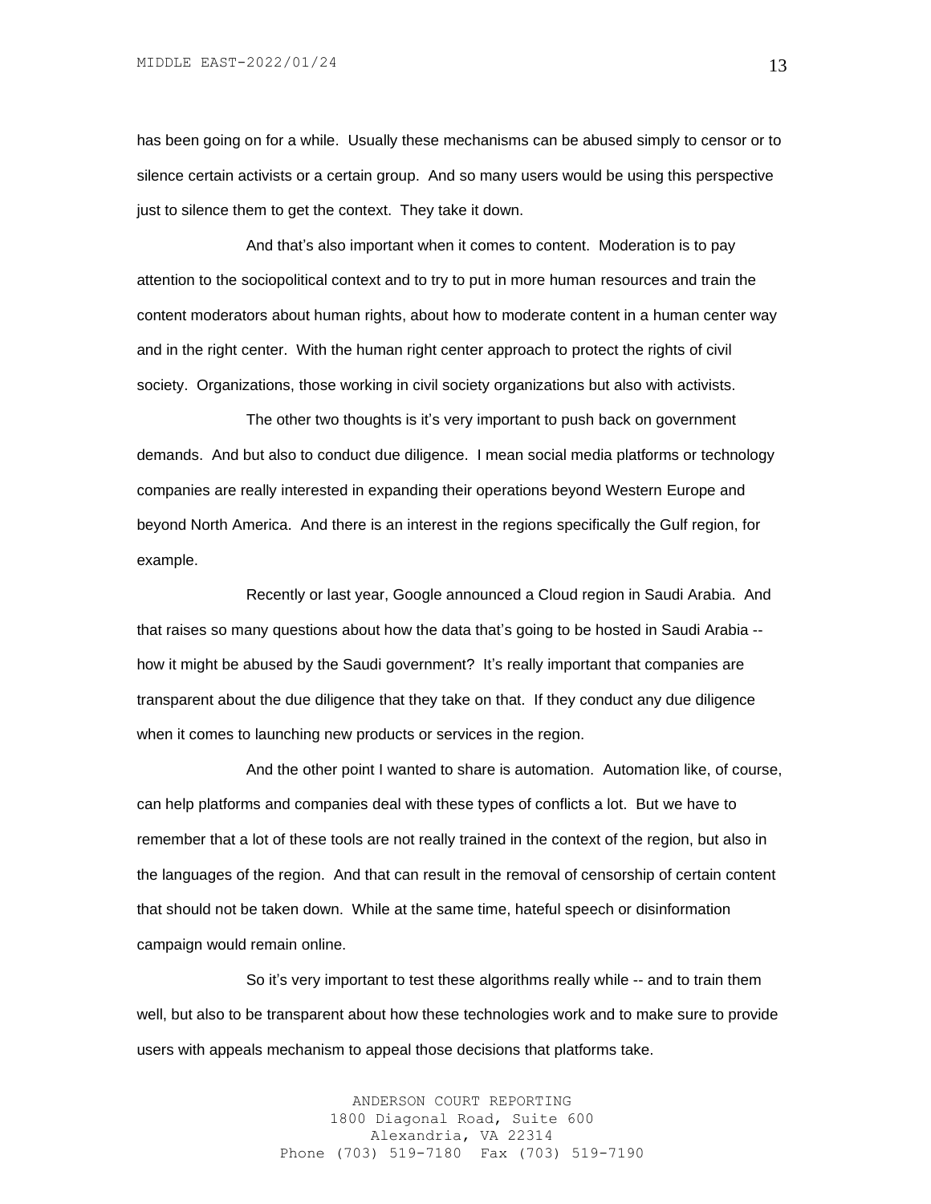has been going on for a while. Usually these mechanisms can be abused simply to censor or to silence certain activists or a certain group. And so many users would be using this perspective just to silence them to get the context. They take it down.

And that's also important when it comes to content. Moderation is to pay attention to the sociopolitical context and to try to put in more human resources and train the content moderators about human rights, about how to moderate content in a human center way and in the right center. With the human right center approach to protect the rights of civil society. Organizations, those working in civil society organizations but also with activists.

The other two thoughts is it's very important to push back on government demands. And but also to conduct due diligence. I mean social media platforms or technology companies are really interested in expanding their operations beyond Western Europe and beyond North America. And there is an interest in the regions specifically the Gulf region, for example.

Recently or last year, Google announced a Cloud region in Saudi Arabia. And that raises so many questions about how the data that's going to be hosted in Saudi Arabia -- how it might be abused by the Saudi government? It's really important that companies are transparent about the due diligence that they take on that. If they conduct any due diligence when it comes to launching new products or services in the region.

And the other point I wanted to share is automation. Automation like, of course, can help platforms and companies deal with these types of conflicts a lot. But we have to remember that a lot of these tools are not really trained in the context of the region, but also in the languages of the region. And that can result in the removal of censorship of certain content that should not be taken down. While at the same time, hateful speech or disinformation campaign would remain online.

So it's very important to test these algorithms really while -- and to train them well, but also to be transparent about how these technologies work and to make sure to provide users with appeals mechanism to appeal those decisions that platforms take.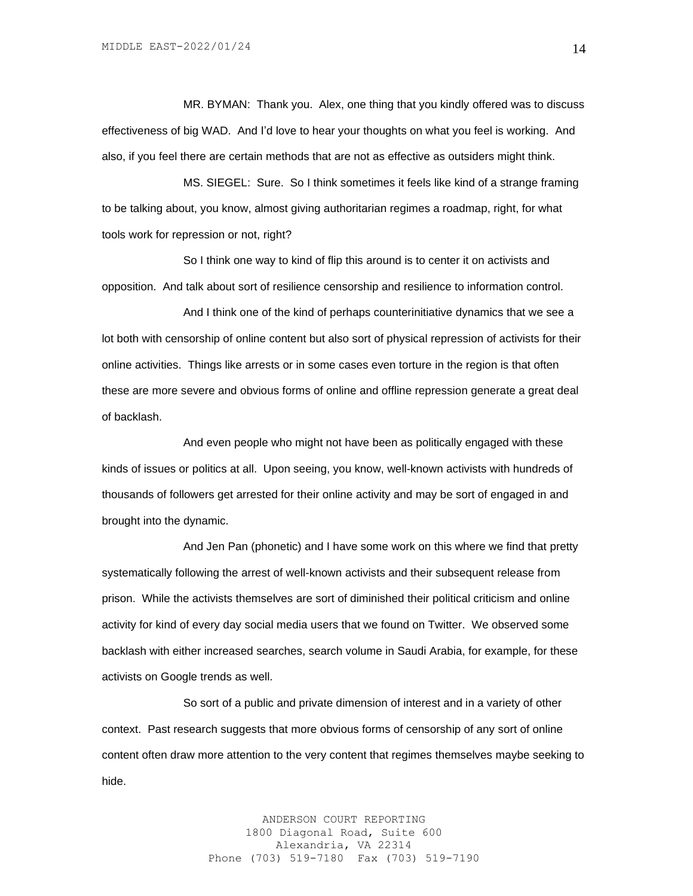MR. BYMAN: Thank you. Alex, one thing that you kindly offered was to discuss effectiveness of big WAD. And I'd love to hear your thoughts on what you feel is working. And also, if you feel there are certain methods that are not as effective as outsiders might think.

MS. SIEGEL: Sure. So I think sometimes it feels like kind of a strange framing to be talking about, you know, almost giving authoritarian regimes a roadmap, right, for what tools work for repression or not, right?

So I think one way to kind of flip this around is to center it on activists and opposition. And talk about sort of resilience censorship and resilience to information control.

And I think one of the kind of perhaps counterinitiative dynamics that we see a lot both with censorship of online content but also sort of physical repression of activists for their online activities. Things like arrests or in some cases even torture in the region is that often these are more severe and obvious forms of online and offline repression generate a great deal of backlash.

And even people who might not have been as politically engaged with these kinds of issues or politics at all. Upon seeing, you know, well-known activists with hundreds of thousands of followers get arrested for their online activity and may be sort of engaged in and brought into the dynamic.

And Jen Pan (phonetic) and I have some work on this where we find that pretty systematically following the arrest of well-known activists and their subsequent release from prison. While the activists themselves are sort of diminished their political criticism and online activity for kind of every day social media users that we found on Twitter. We observed some backlash with either increased searches, search volume in Saudi Arabia, for example, for these activists on Google trends as well.

So sort of a public and private dimension of interest and in a variety of other context. Past research suggests that more obvious forms of censorship of any sort of online content often draw more attention to the very content that regimes themselves maybe seeking to hide.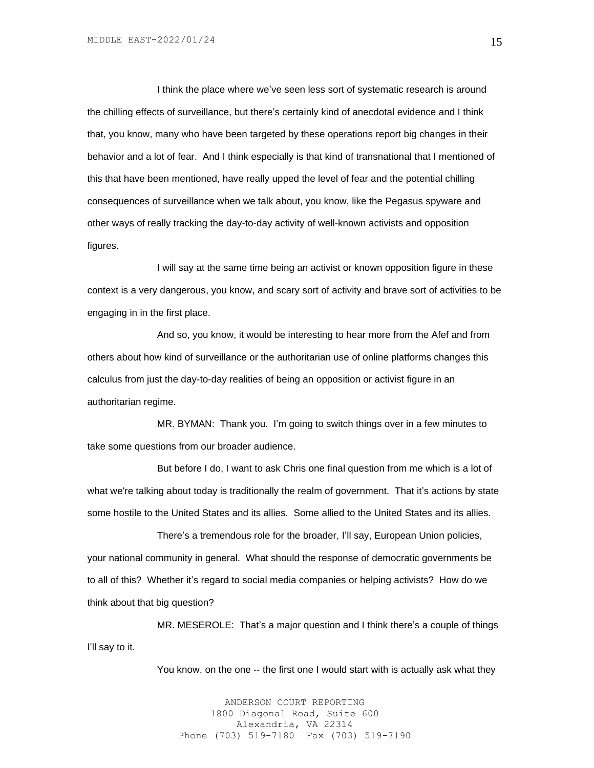I think the place where we've seen less sort of systematic research is around the chilling effects of surveillance, but there's certainly kind of anecdotal evidence and I think that, you know, many who have been targeted by these operations report big changes in their behavior and a lot of fear. And I think especially is that kind of transnational that I mentioned of this that have been mentioned, have really upped the level of fear and the potential chilling consequences of surveillance when we talk about, you know, like the Pegasus spyware and other ways of really tracking the day-to-day activity of well-known activists and opposition figures.

I will say at the same time being an activist or known opposition figure in these context is a very dangerous, you know, and scary sort of activity and brave sort of activities to be engaging in in the first place.

And so, you know, it would be interesting to hear more from the Afef and from others about how kind of surveillance or the authoritarian use of online platforms changes this calculus from just the day-to-day realities of being an opposition or activist figure in an authoritarian regime.

MR. BYMAN: Thank you. I'm going to switch things over in a few minutes to take some questions from our broader audience.

But before I do, I want to ask Chris one final question from me which is a lot of what we're talking about today is traditionally the realm of government. That it's actions by state some hostile to the United States and its allies. Some allied to the United States and its allies.

There's a tremendous role for the broader, I'll say, European Union policies, your national community in general. What should the response of democratic governments be to all of this? Whether it's regard to social media companies or helping activists? How do we think about that big question?

MR. MESEROLE: That's a major question and I think there's a couple of things I'll say to it.

You know, on the one -- the first one I would start with is actually ask what they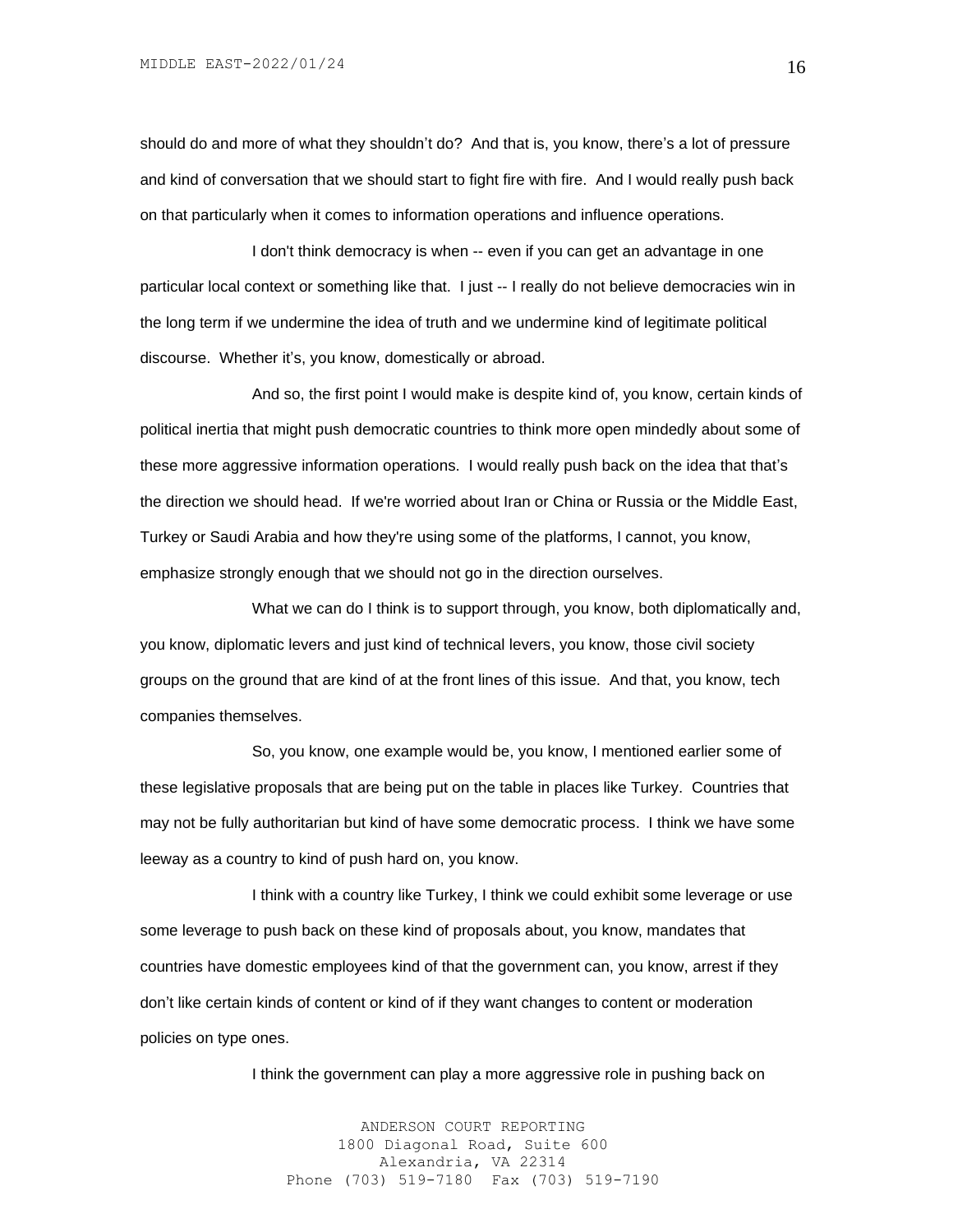should do and more of what they shouldn't do? And that is, you know, there's a lot of pressure and kind of conversation that we should start to fight fire with fire. And I would really push back on that particularly when it comes to information operations and influence operations.

I don't think democracy is when -- even if you can get an advantage in one particular local context or something like that. I just -- I really do not believe democracies win in the long term if we undermine the idea of truth and we undermine kind of legitimate political discourse. Whether it's, you know, domestically or abroad.

And so, the first point I would make is despite kind of, you know, certain kinds of political inertia that might push democratic countries to think more open mindedly about some of these more aggressive information operations. I would really push back on the idea that that's the direction we should head. If we're worried about Iran or China or Russia or the Middle East, Turkey or Saudi Arabia and how they're using some of the platforms, I cannot, you know, emphasize strongly enough that we should not go in the direction ourselves.

What we can do I think is to support through, you know, both diplomatically and, you know, diplomatic levers and just kind of technical levers, you know, those civil society groups on the ground that are kind of at the front lines of this issue. And that, you know, tech companies themselves.

So, you know, one example would be, you know, I mentioned earlier some of these legislative proposals that are being put on the table in places like Turkey. Countries that may not be fully authoritarian but kind of have some democratic process. I think we have some leeway as a country to kind of push hard on, you know.

I think with a country like Turkey, I think we could exhibit some leverage or use some leverage to push back on these kind of proposals about, you know, mandates that countries have domestic employees kind of that the government can, you know, arrest if they don't like certain kinds of content or kind of if they want changes to content or moderation policies on type ones.

I think the government can play a more aggressive role in pushing back on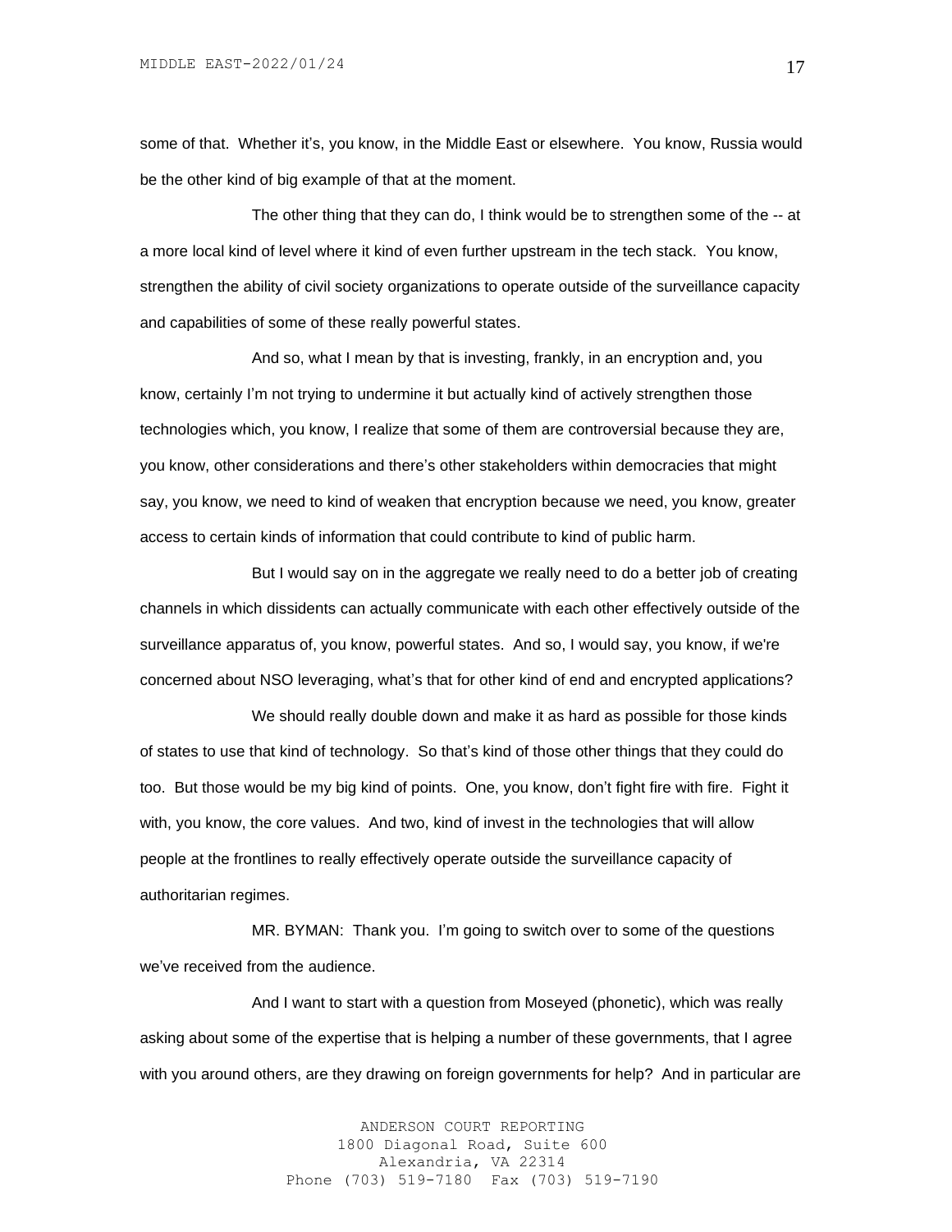some of that. Whether it's, you know, in the Middle East or elsewhere. You know, Russia would be the other kind of big example of that at the moment.

The other thing that they can do, I think would be to strengthen some of the -- at a more local kind of level where it kind of even further upstream in the tech stack. You know, strengthen the ability of civil society organizations to operate outside of the surveillance capacity and capabilities of some of these really powerful states.

And so, what I mean by that is investing, frankly, in an encryption and, you know, certainly I'm not trying to undermine it but actually kind of actively strengthen those technologies which, you know, I realize that some of them are controversial because they are, you know, other considerations and there's other stakeholders within democracies that might say, you know, we need to kind of weaken that encryption because we need, you know, greater access to certain kinds of information that could contribute to kind of public harm.

But I would say on in the aggregate we really need to do a better job of creating channels in which dissidents can actually communicate with each other effectively outside of the surveillance apparatus of, you know, powerful states. And so, I would say, you know, if we're concerned about NSO leveraging, what's that for other kind of end and encrypted applications?

We should really double down and make it as hard as possible for those kinds of states to use that kind of technology. So that's kind of those other things that they could do too. But those would be my big kind of points. One, you know, don't fight fire with fire. Fight it with, you know, the core values. And two, kind of invest in the technologies that will allow people at the frontlines to really effectively operate outside the surveillance capacity of authoritarian regimes.

MR. BYMAN: Thank you. I'm going to switch over to some of the questions we've received from the audience.

And I want to start with a question from Moseyed (phonetic), which was really asking about some of the expertise that is helping a number of these governments, that I agree with you around others, are they drawing on foreign governments for help? And in particular are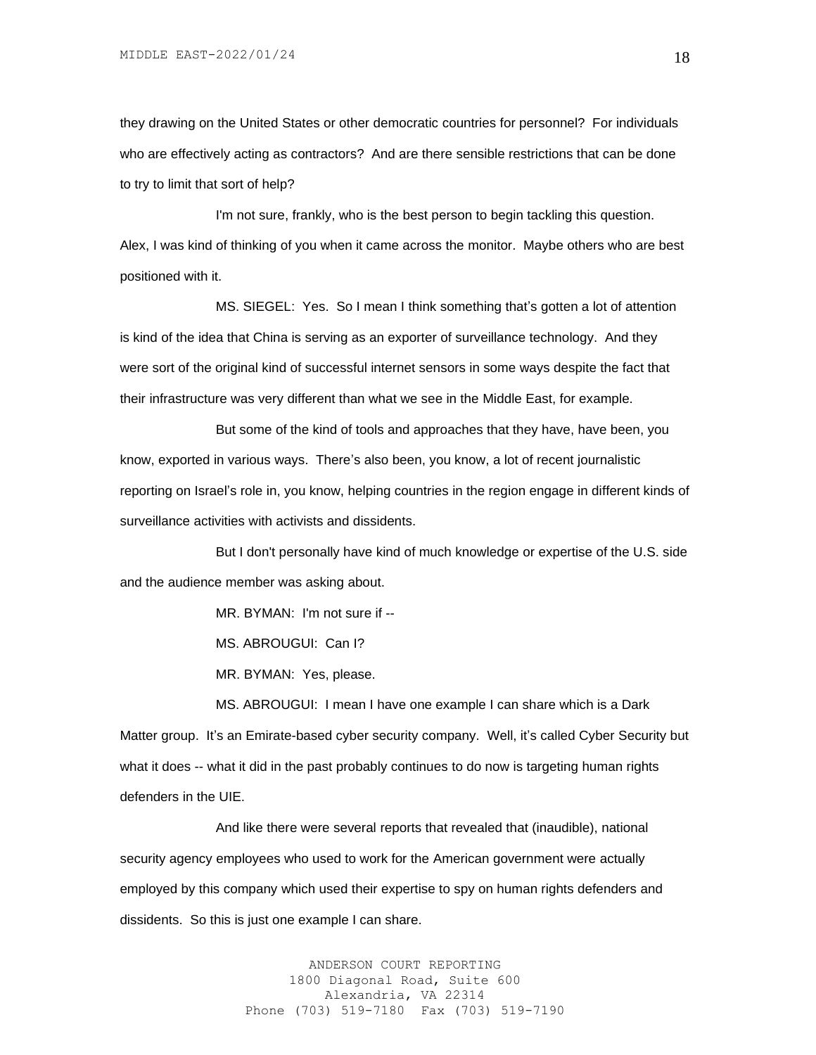they drawing on the United States or other democratic countries for personnel? For individuals who are effectively acting as contractors? And are there sensible restrictions that can be done to try to limit that sort of help?

I'm not sure, frankly, who is the best person to begin tackling this question. Alex, I was kind of thinking of you when it came across the monitor. Maybe others who are best positioned with it.

MS. SIEGEL: Yes. So I mean I think something that's gotten a lot of attention is kind of the idea that China is serving as an exporter of surveillance technology. And they were sort of the original kind of successful internet sensors in some ways despite the fact that their infrastructure was very different than what we see in the Middle East, for example.

But some of the kind of tools and approaches that they have, have been, you know, exported in various ways. There's also been, you know, a lot of recent journalistic reporting on Israel's role in, you know, helping countries in the region engage in different kinds of surveillance activities with activists and dissidents.

But I don't personally have kind of much knowledge or expertise of the U.S. side and the audience member was asking about.

MR. BYMAN: I'm not sure if --

MS. ABROUGUI: Can I?

MR. BYMAN: Yes, please.

MS. ABROUGUI: I mean I have one example I can share which is a Dark Matter group. It's an Emirate-based cyber security company. Well, it's called Cyber Security but what it does -- what it did in the past probably continues to do now is targeting human rights defenders in the UIE.

And like there were several reports that revealed that (inaudible), national security agency employees who used to work for the American government were actually employed by this company which used their expertise to spy on human rights defenders and dissidents. So this is just one example I can share.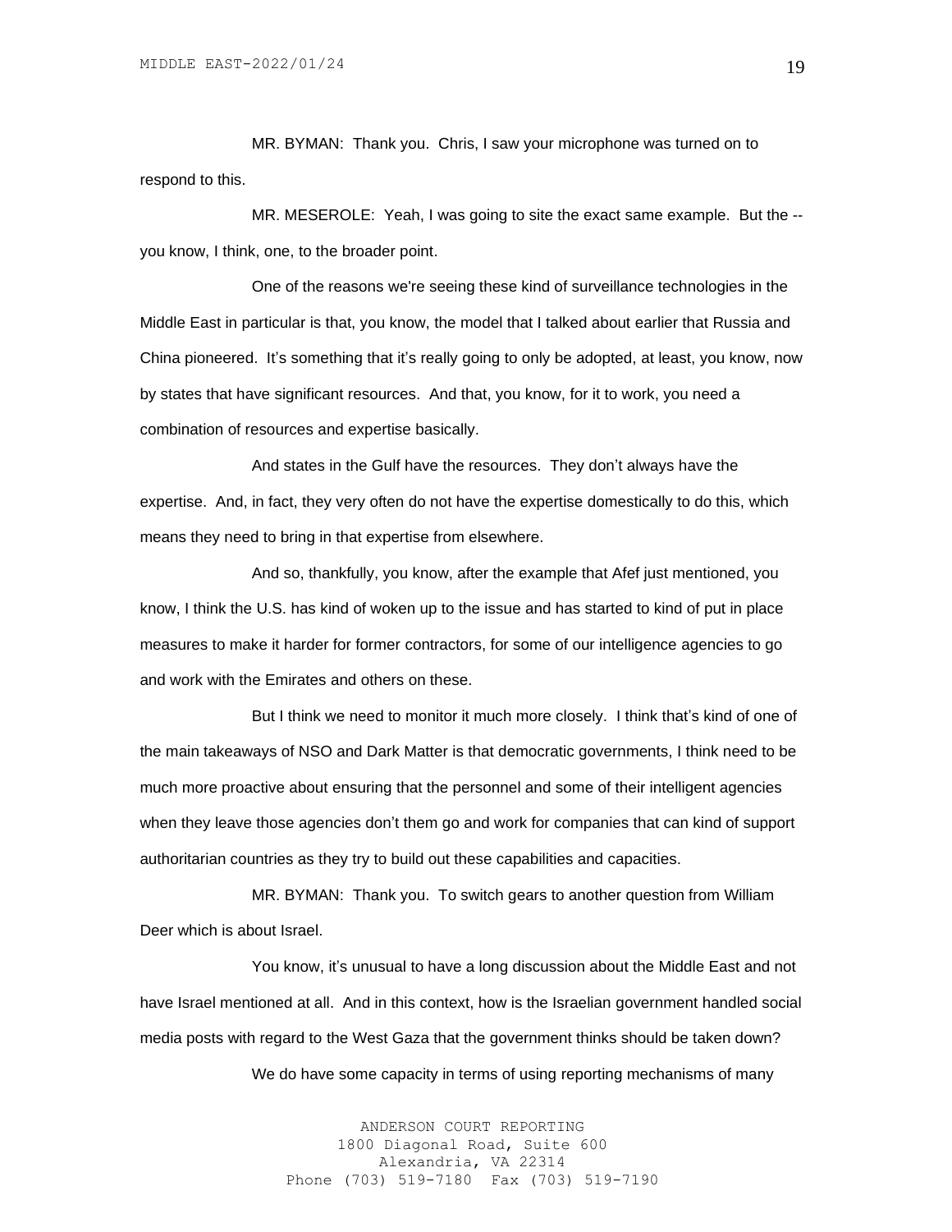MR. BYMAN: Thank you. Chris, I saw your microphone was turned on to respond to this.

MR. MESEROLE: Yeah, I was going to site the exact same example. But the -- you know, I think, one, to the broader point.

One of the reasons we're seeing these kind of surveillance technologies in the Middle East in particular is that, you know, the model that I talked about earlier that Russia and China pioneered. It's something that it's really going to only be adopted, at least, you know, now by states that have significant resources. And that, you know, for it to work, you need a combination of resources and expertise basically.

And states in the Gulf have the resources. They don't always have the expertise. And, in fact, they very often do not have the expertise domestically to do this, which means they need to bring in that expertise from elsewhere.

And so, thankfully, you know, after the example that Afef just mentioned, you know, I think the U.S. has kind of woken up to the issue and has started to kind of put in place measures to make it harder for former contractors, for some of our intelligence agencies to go and work with the Emirates and others on these.

But I think we need to monitor it much more closely. I think that's kind of one of the main takeaways of NSO and Dark Matter is that democratic governments, I think need to be much more proactive about ensuring that the personnel and some of their intelligent agencies when they leave those agencies don't them go and work for companies that can kind of support authoritarian countries as they try to build out these capabilities and capacities.

MR. BYMAN: Thank you. To switch gears to another question from William Deer which is about Israel.

You know, it's unusual to have a long discussion about the Middle East and not have Israel mentioned at all. And in this context, how is the Israelian government handled social media posts with regard to the West Gaza that the government thinks should be taken down?

We do have some capacity in terms of using reporting mechanisms of many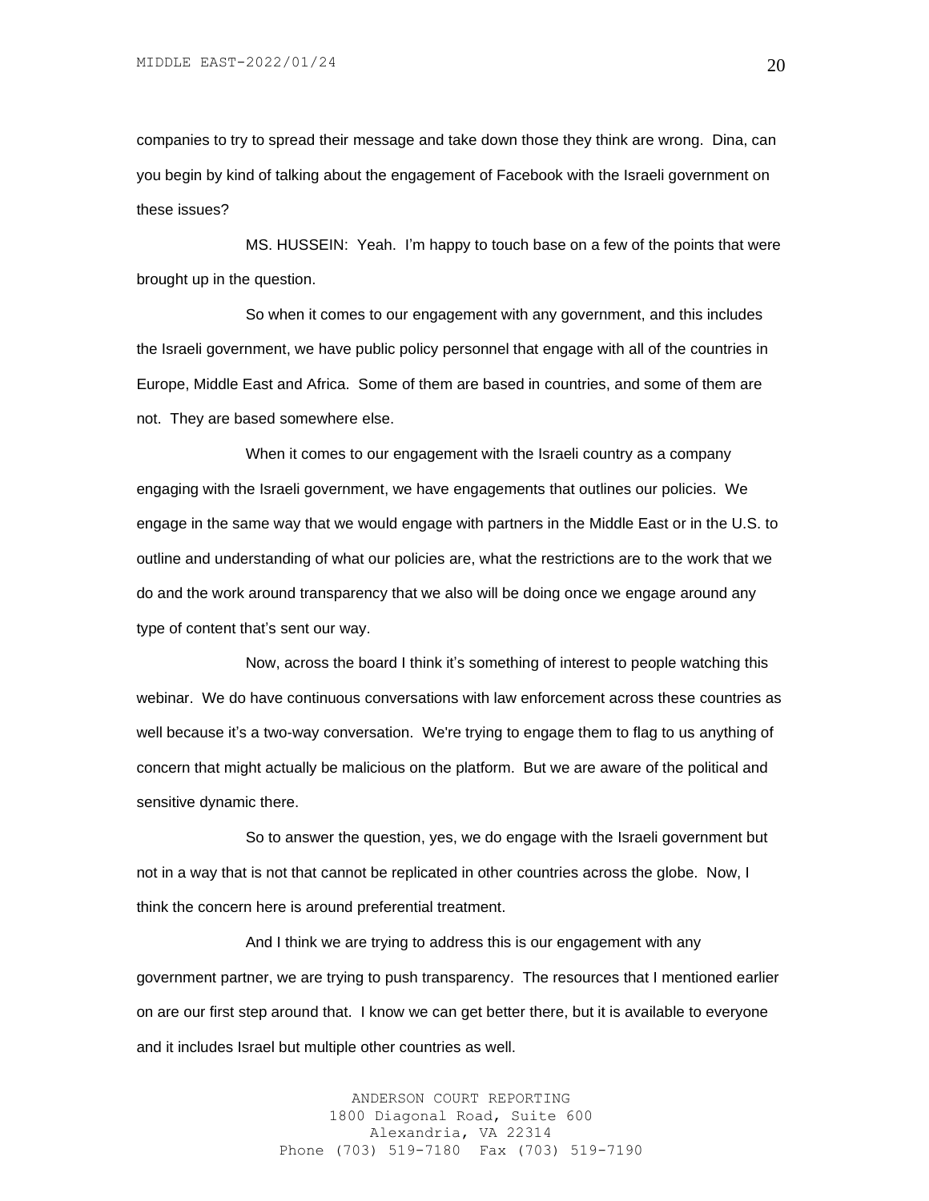companies to try to spread their message and take down those they think are wrong. Dina, can you begin by kind of talking about the engagement of Facebook with the Israeli government on these issues?

MS. HUSSEIN: Yeah. I'm happy to touch base on a few of the points that were brought up in the question.

So when it comes to our engagement with any government, and this includes the Israeli government, we have public policy personnel that engage with all of the countries in Europe, Middle East and Africa. Some of them are based in countries, and some of them are not. They are based somewhere else.

When it comes to our engagement with the Israeli country as a company engaging with the Israeli government, we have engagements that outlines our policies. We engage in the same way that we would engage with partners in the Middle East or in the U.S. to outline and understanding of what our policies are, what the restrictions are to the work that we do and the work around transparency that we also will be doing once we engage around any type of content that's sent our way.

Now, across the board I think it's something of interest to people watching this webinar. We do have continuous conversations with law enforcement across these countries as well because it's a two-way conversation. We're trying to engage them to flag to us anything of concern that might actually be malicious on the platform. But we are aware of the political and sensitive dynamic there.

So to answer the question, yes, we do engage with the Israeli government but not in a way that is not that cannot be replicated in other countries across the globe. Now, I think the concern here is around preferential treatment.

And I think we are trying to address this is our engagement with any government partner, we are trying to push transparency. The resources that I mentioned earlier on are our first step around that. I know we can get better there, but it is available to everyone and it includes Israel but multiple other countries as well.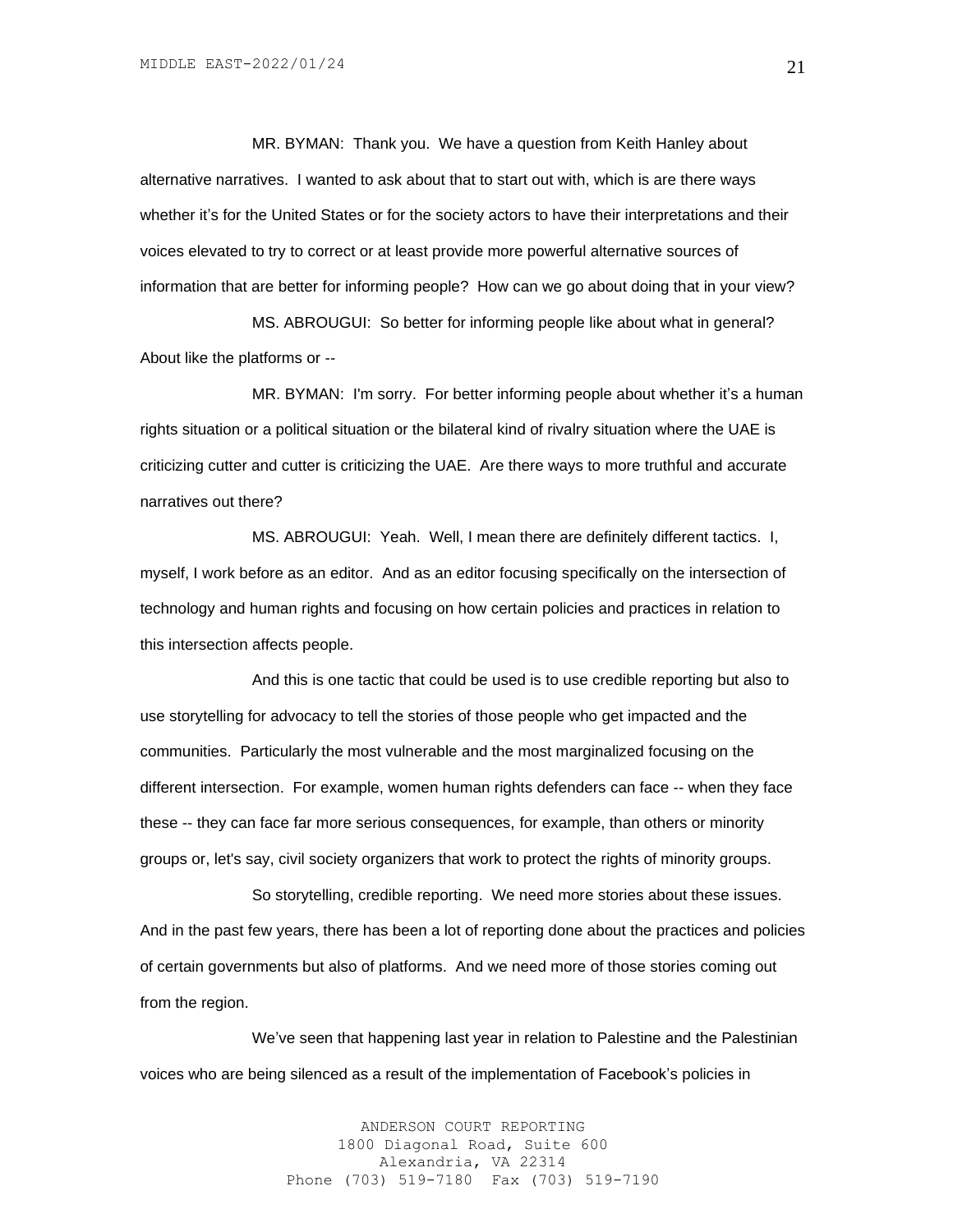MR. BYMAN: Thank you. We have a question from Keith Hanley about alternative narratives. I wanted to ask about that to start out with, which is are there ways whether it's for the United States or for the society actors to have their interpretations and their voices elevated to try to correct or at least provide more powerful alternative sources of information that are better for informing people? How can we go about doing that in your view?

MS. ABROUGUI: So better for informing people like about what in general? About like the platforms or --

MR. BYMAN: I'm sorry. For better informing people about whether it's a human rights situation or a political situation or the bilateral kind of rivalry situation where the UAE is criticizing cutter and cutter is criticizing the UAE. Are there ways to more truthful and accurate narratives out there?

MS. ABROUGUI: Yeah. Well, I mean there are definitely different tactics. I, myself, I work before as an editor. And as an editor focusing specifically on the intersection of technology and human rights and focusing on how certain policies and practices in relation to this intersection affects people.

And this is one tactic that could be used is to use credible reporting but also to use storytelling for advocacy to tell the stories of those people who get impacted and the communities. Particularly the most vulnerable and the most marginalized focusing on the different intersection. For example, women human rights defenders can face -- when they face these -- they can face far more serious consequences, for example, than others or minority groups or, let's say, civil society organizers that work to protect the rights of minority groups.

So storytelling, credible reporting. We need more stories about these issues. And in the past few years, there has been a lot of reporting done about the practices and policies of certain governments but also of platforms. And we need more of those stories coming out from the region.

We've seen that happening last year in relation to Palestine and the Palestinian voices who are being silenced as a result of the implementation of Facebook's policies in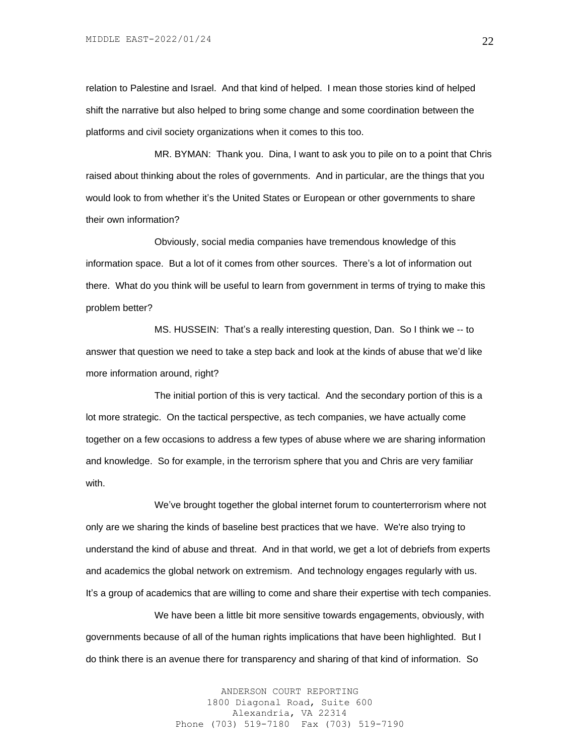relation to Palestine and Israel. And that kind of helped. I mean those stories kind of helped shift the narrative but also helped to bring some change and some coordination between the platforms and civil society organizations when it comes to this too.

MR. BYMAN: Thank you. Dina, I want to ask you to pile on to a point that Chris raised about thinking about the roles of governments. And in particular, are the things that you would look to from whether it's the United States or European or other governments to share their own information?

Obviously, social media companies have tremendous knowledge of this information space. But a lot of it comes from other sources. There's a lot of information out there. What do you think will be useful to learn from government in terms of trying to make this problem better?

MS. HUSSEIN: That's a really interesting question, Dan. So I think we -- to answer that question we need to take a step back and look at the kinds of abuse that we'd like more information around, right?

The initial portion of this is very tactical. And the secondary portion of this is a lot more strategic. On the tactical perspective, as tech companies, we have actually come together on a few occasions to address a few types of abuse where we are sharing information and knowledge. So for example, in the terrorism sphere that you and Chris are very familiar with.

We've brought together the global internet forum to counterterrorism where not only are we sharing the kinds of baseline best practices that we have. We're also trying to understand the kind of abuse and threat. And in that world, we get a lot of debriefs from experts and academics the global network on extremism. And technology engages regularly with us. It's a group of academics that are willing to come and share their expertise with tech companies.

We have been a little bit more sensitive towards engagements, obviously, with governments because of all of the human rights implications that have been highlighted. But I do think there is an avenue there for transparency and sharing of that kind of information. So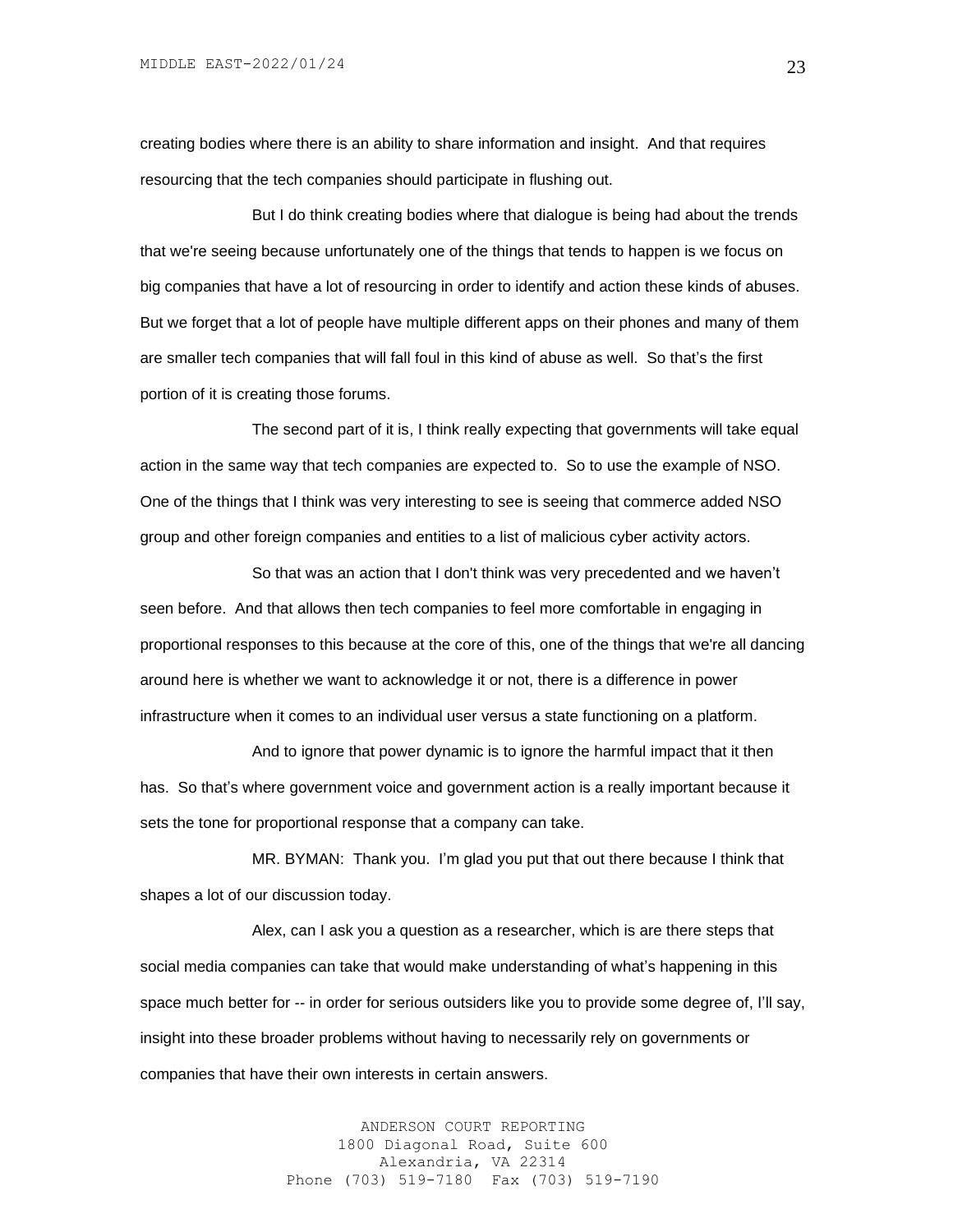creating bodies where there is an ability to share information and insight. And that requires resourcing that the tech companies should participate in flushing out.

But I do think creating bodies where that dialogue is being had about the trends that we're seeing because unfortunately one of the things that tends to happen is we focus on big companies that have a lot of resourcing in order to identify and action these kinds of abuses. But we forget that a lot of people have multiple different apps on their phones and many of them are smaller tech companies that will fall foul in this kind of abuse as well. So that's the first portion of it is creating those forums.

The second part of it is, I think really expecting that governments will take equal action in the same way that tech companies are expected to. So to use the example of NSO. One of the things that I think was very interesting to see is seeing that commerce added NSO group and other foreign companies and entities to a list of malicious cyber activity actors.

So that was an action that I don't think was very precedented and we haven't seen before. And that allows then tech companies to feel more comfortable in engaging in proportional responses to this because at the core of this, one of the things that we're all dancing around here is whether we want to acknowledge it or not, there is a difference in power infrastructure when it comes to an individual user versus a state functioning on a platform.

And to ignore that power dynamic is to ignore the harmful impact that it then has. So that's where government voice and government action is a really important because it sets the tone for proportional response that a company can take.

MR. BYMAN: Thank you. I'm glad you put that out there because I think that shapes a lot of our discussion today.

Alex, can I ask you a question as a researcher, which is are there steps that social media companies can take that would make understanding of what's happening in this space much better for -- in order for serious outsiders like you to provide some degree of, I'll say, insight into these broader problems without having to necessarily rely on governments or companies that have their own interests in certain answers.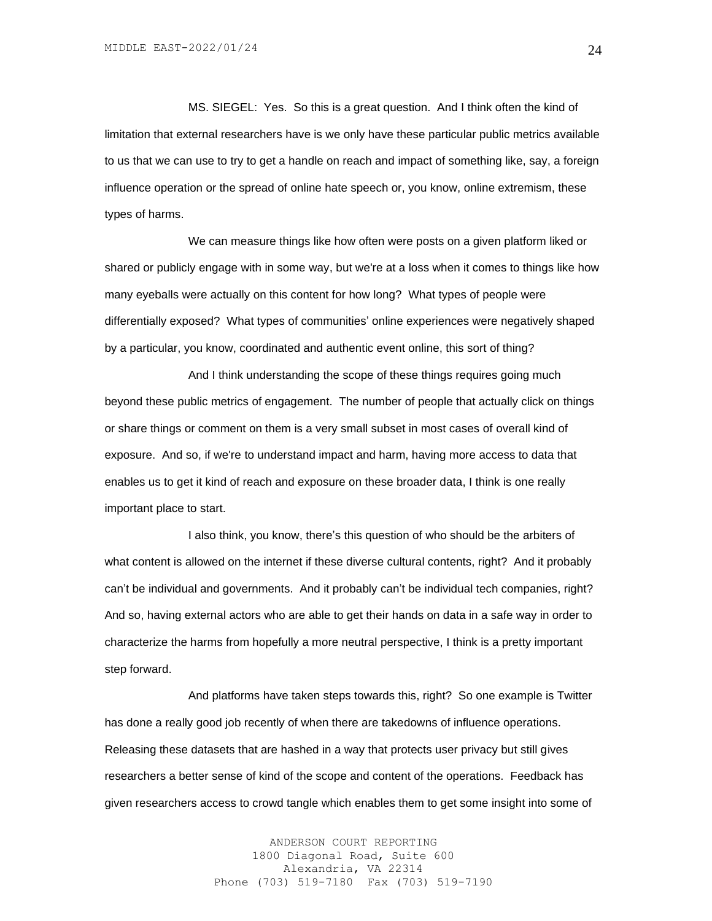MS. SIEGEL: Yes. So this is a great question. And I think often the kind of limitation that external researchers have is we only have these particular public metrics available to us that we can use to try to get a handle on reach and impact of something like, say, a foreign influence operation or the spread of online hate speech or, you know, online extremism, these types of harms.

We can measure things like how often were posts on a given platform liked or shared or publicly engage with in some way, but we're at a loss when it comes to things like how many eyeballs were actually on this content for how long? What types of people were differentially exposed? What types of communities' online experiences were negatively shaped by a particular, you know, coordinated and authentic event online, this sort of thing?

And I think understanding the scope of these things requires going much beyond these public metrics of engagement. The number of people that actually click on things or share things or comment on them is a very small subset in most cases of overall kind of exposure. And so, if we're to understand impact and harm, having more access to data that enables us to get it kind of reach and exposure on these broader data, I think is one really important place to start.

I also think, you know, there's this question of who should be the arbiters of what content is allowed on the internet if these diverse cultural contents, right? And it probably can't be individual and governments. And it probably can't be individual tech companies, right? And so, having external actors who are able to get their hands on data in a safe way in order to characterize the harms from hopefully a more neutral perspective, I think is a pretty important step forward.

And platforms have taken steps towards this, right? So one example is Twitter has done a really good job recently of when there are takedowns of influence operations. Releasing these datasets that are hashed in a way that protects user privacy but still gives researchers a better sense of kind of the scope and content of the operations. Feedback has given researchers access to crowd tangle which enables them to get some insight into some of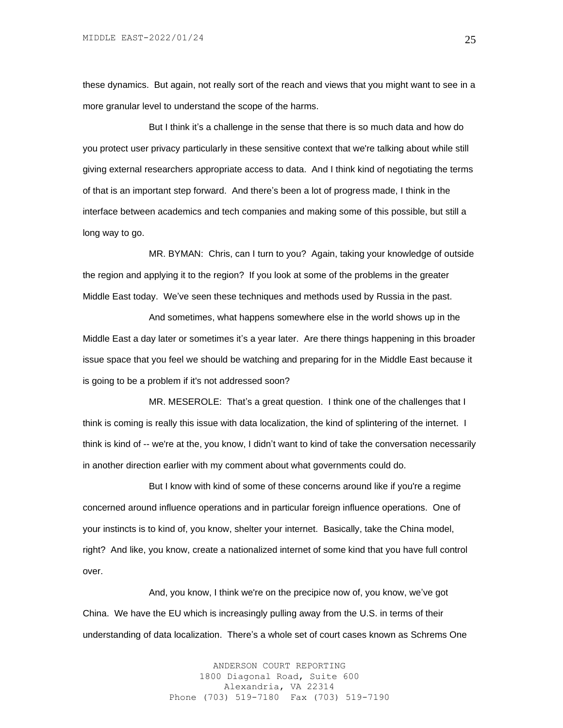these dynamics. But again, not really sort of the reach and views that you might want to see in a more granular level to understand the scope of the harms.

But I think it's a challenge in the sense that there is so much data and how do you protect user privacy particularly in these sensitive context that we're talking about while still giving external researchers appropriate access to data. And I think kind of negotiating the terms of that is an important step forward. And there's been a lot of progress made, I think in the interface between academics and tech companies and making some of this possible, but still a long way to go.

MR. BYMAN: Chris, can I turn to you? Again, taking your knowledge of outside the region and applying it to the region? If you look at some of the problems in the greater Middle East today. We've seen these techniques and methods used by Russia in the past.

And sometimes, what happens somewhere else in the world shows up in the Middle East a day later or sometimes it's a year later. Are there things happening in this broader issue space that you feel we should be watching and preparing for in the Middle East because it is going to be a problem if it's not addressed soon?

MR. MESEROLE: That's a great question. I think one of the challenges that I think is coming is really this issue with data localization, the kind of splintering of the internet. I think is kind of -- we're at the, you know, I didn't want to kind of take the conversation necessarily in another direction earlier with my comment about what governments could do.

But I know with kind of some of these concerns around like if you're a regime concerned around influence operations and in particular foreign influence operations. One of your instincts is to kind of, you know, shelter your internet. Basically, take the China model, right? And like, you know, create a nationalized internet of some kind that you have full control over.

And, you know, I think we're on the precipice now of, you know, we've got China. We have the EU which is increasingly pulling away from the U.S. in terms of their understanding of data localization. There's a whole set of court cases known as Schrems One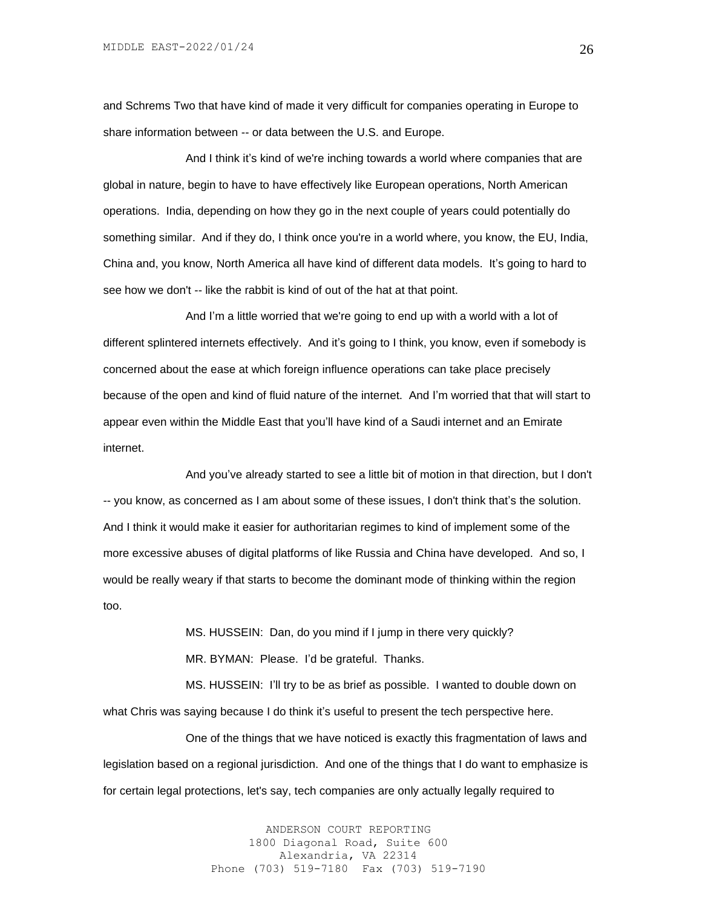and Schrems Two that have kind of made it very difficult for companies operating in Europe to share information between -- or data between the U.S. and Europe.

And I think it's kind of we're inching towards a world where companies that are global in nature, begin to have to have effectively like European operations, North American operations. India, depending on how they go in the next couple of years could potentially do something similar. And if they do, I think once you're in a world where, you know, the EU, India, China and, you know, North America all have kind of different data models. It's going to hard to see how we don't -- like the rabbit is kind of out of the hat at that point.

And I'm a little worried that we're going to end up with a world with a lot of different splintered internets effectively. And it's going to I think, you know, even if somebody is concerned about the ease at which foreign influence operations can take place precisely because of the open and kind of fluid nature of the internet. And I'm worried that that will start to appear even within the Middle East that you'll have kind of a Saudi internet and an Emirate internet.

And you've already started to see a little bit of motion in that direction, but I don't -- you know, as concerned as I am about some of these issues, I don't think that's the solution. And I think it would make it easier for authoritarian regimes to kind of implement some of the more excessive abuses of digital platforms of like Russia and China have developed. And so, I would be really weary if that starts to become the dominant mode of thinking within the region too.

MS. HUSSEIN: Dan, do you mind if I jump in there very quickly?

MR. BYMAN: Please. I'd be grateful. Thanks.

MS. HUSSEIN: I'll try to be as brief as possible. I wanted to double down on what Chris was saying because I do think it's useful to present the tech perspective here.

One of the things that we have noticed is exactly this fragmentation of laws and legislation based on a regional jurisdiction. And one of the things that I do want to emphasize is for certain legal protections, let's say, tech companies are only actually legally required to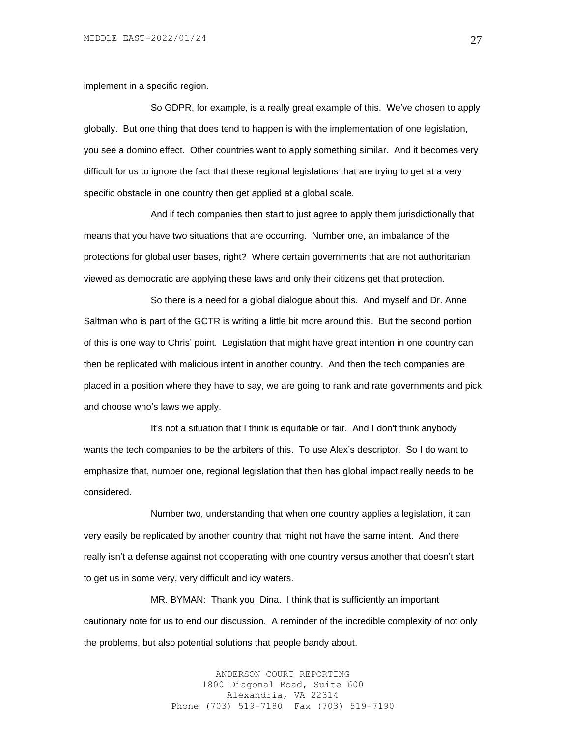implement in a specific region.

So GDPR, for example, is a really great example of this. We've chosen to apply globally. But one thing that does tend to happen is with the implementation of one legislation, you see a domino effect. Other countries want to apply something similar. And it becomes very difficult for us to ignore the fact that these regional legislations that are trying to get at a very specific obstacle in one country then get applied at a global scale.

And if tech companies then start to just agree to apply them jurisdictionally that means that you have two situations that are occurring. Number one, an imbalance of the protections for global user bases, right? Where certain governments that are not authoritarian viewed as democratic are applying these laws and only their citizens get that protection.

So there is a need for a global dialogue about this. And myself and Dr. Anne Saltman who is part of the GCTR is writing a little bit more around this. But the second portion of this is one way to Chris' point. Legislation that might have great intention in one country can then be replicated with malicious intent in another country. And then the tech companies are placed in a position where they have to say, we are going to rank and rate governments and pick and choose who's laws we apply.

It's not a situation that I think is equitable or fair. And I don't think anybody wants the tech companies to be the arbiters of this. To use Alex's descriptor. So I do want to emphasize that, number one, regional legislation that then has global impact really needs to be considered.

Number two, understanding that when one country applies a legislation, it can very easily be replicated by another country that might not have the same intent. And there really isn't a defense against not cooperating with one country versus another that doesn't start to get us in some very, very difficult and icy waters.

MR. BYMAN: Thank you, Dina. I think that is sufficiently an important cautionary note for us to end our discussion. A reminder of the incredible complexity of not only the problems, but also potential solutions that people bandy about.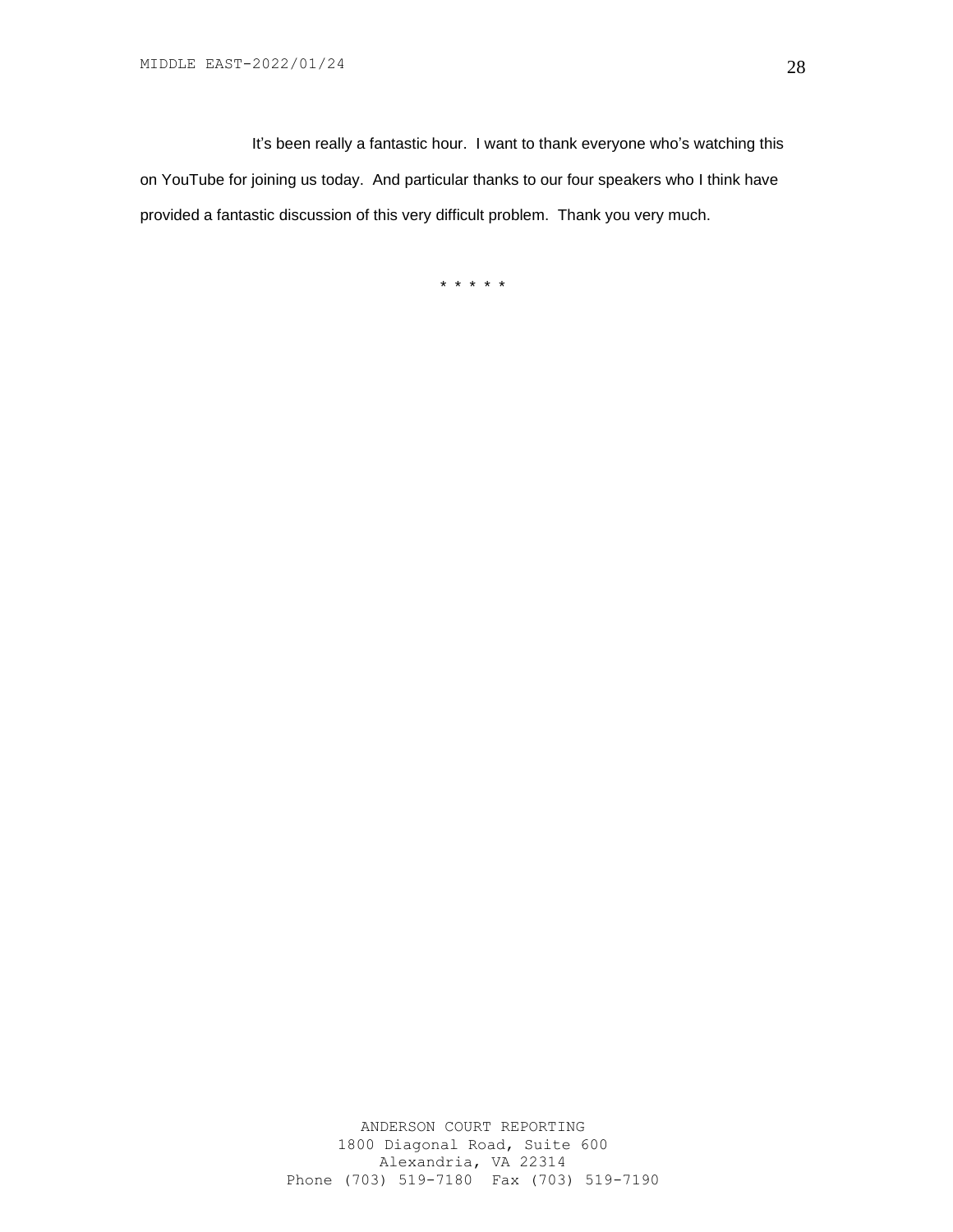It's been really a fantastic hour. I want to thank everyone who's watching this on YouTube for joining us today. And particular thanks to our four speakers who I think have provided a fantastic discussion of this very difficult problem. Thank you very much.

\* \* \* \* \*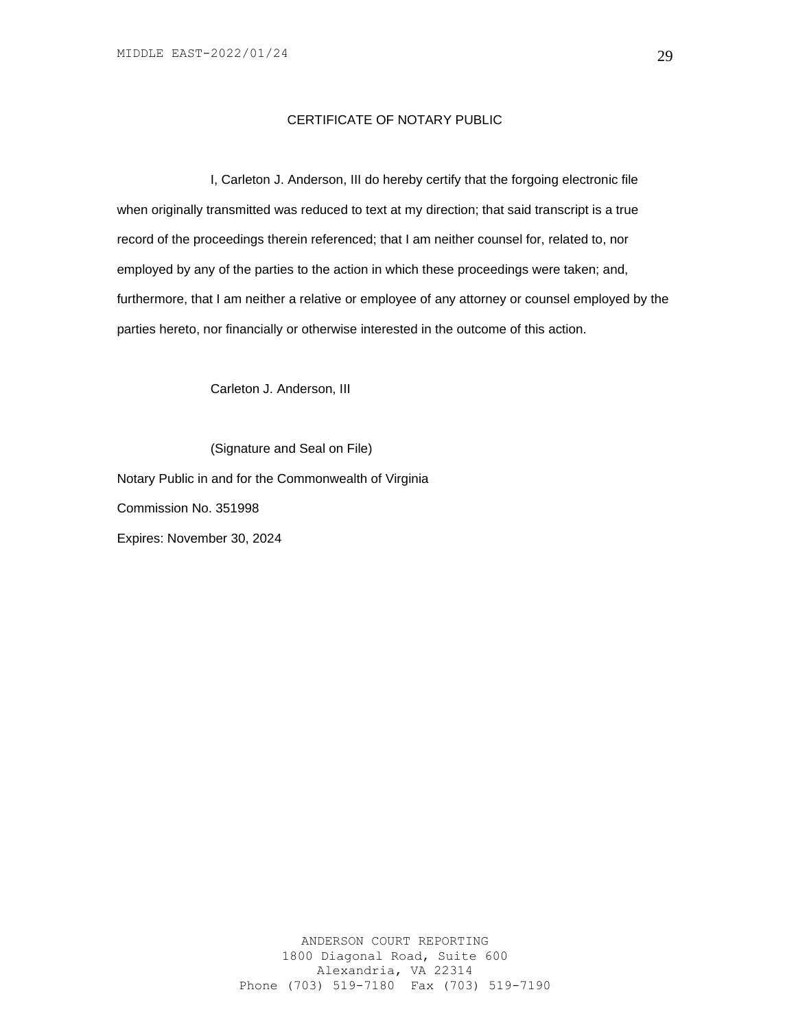# CERTIFICATE OF NOTARY PUBLIC

I, Carleton J. Anderson, III do hereby certify that the forgoing electronic file when originally transmitted was reduced to text at my direction; that said transcript is a true record of the proceedings therein referenced; that I am neither counsel for, related to, nor employed by any of the parties to the action in which these proceedings were taken; and, furthermore, that I am neither a relative or employee of any attorney or counsel employed by the parties hereto, nor financially or otherwise interested in the outcome of this action.

Carleton J. Anderson, III

(Signature and Seal on File)

Notary Public in and for the Commonwealth of Virginia

Commission No. 351998

Expires: November 30, 2024